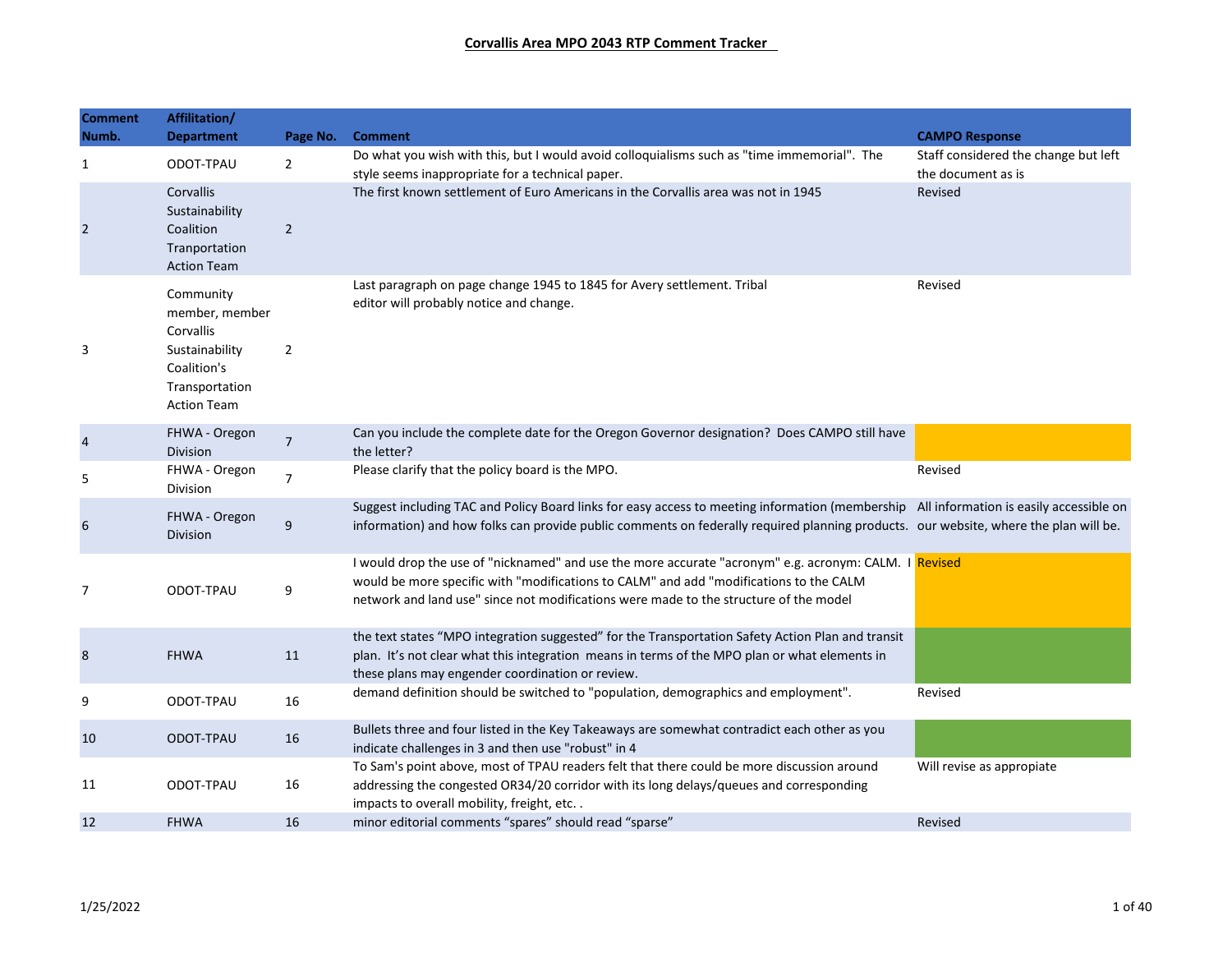**Corvallis Area MPO 2043 RTP Comment Tracker**

| Comment Numb. | Affiliation/ Department | Page No. | Comment | CAMPO Response |
|---|---|---|---|---|
| 1 | ODOT-TPAU | 2 | Do what you wish with this, but I would avoid colloquialisms such as "time immemorial". The style seems inappropriate for a technical paper. | Staff considered the change but left the document as is |
| 2 | Corvallis Sustainability Coalition Tranportation Action Team | 2 | The first known settlement of Euro Americans in the Corvallis area was not in 1945 | Revised |
| 3 | Community member, member Corvallis Sustainability Coalition's Transportation Action Team | 2 | Last paragraph on page change 1945 to 1845 for Avery settlement. Tribal editor will probably notice and change. | Revised |
| 4 | FHWA - Oregon Division | 7 | Can you include the complete date for the Oregon Governor designation? Does CAMPO still have the letter? | |
| 5 | FHWA - Oregon Division | 7 | Please clarify that the policy board is the MPO. | Revised |
| 6 | FHWA - Oregon Division | 9 | Suggest including TAC and Policy Board links for easy access to meeting information (membership information) and how folks can provide public comments on federally required planning products. | All information is easily accessible on our website, where the plan will be. |
| 7 | ODOT-TPAU | 9 | I would drop the use of "nicknamed" and use the more accurate "acronym" e.g. acronym: CALM. I would be more specific with "modifications to CALM" and add "modifications to the CALM network and land use" since not modifications were made to the structure of the model | Revised |
| 8 | FHWA | 11 | the text states "MPO integration suggested" for the Transportation Safety Action Plan and transit plan. It's not clear what this integration means in terms of the MPO plan or what elements in these plans may engender coordination or review. | |
| 9 | ODOT-TPAU | 16 | demand definition should be switched to "population, demographics and employment". | Revised |
| 10 | ODOT-TPAU | 16 | Bullets three and four listed in the Key Takeaways are somewhat contradict each other as you indicate challenges in 3 and then use "robust" in 4 | |
| 11 | ODOT-TPAU | 16 | To Sam's point above, most of TPAU readers felt that there could be more discussion around addressing the congested OR34/20 corridor with its long delays/queues and corresponding impacts to overall mobility, freight, etc. . | Will revise as appropiate |
| 12 | FHWA | 16 | minor editorial comments "spares" should read "sparse" | Revised |

1/25/2022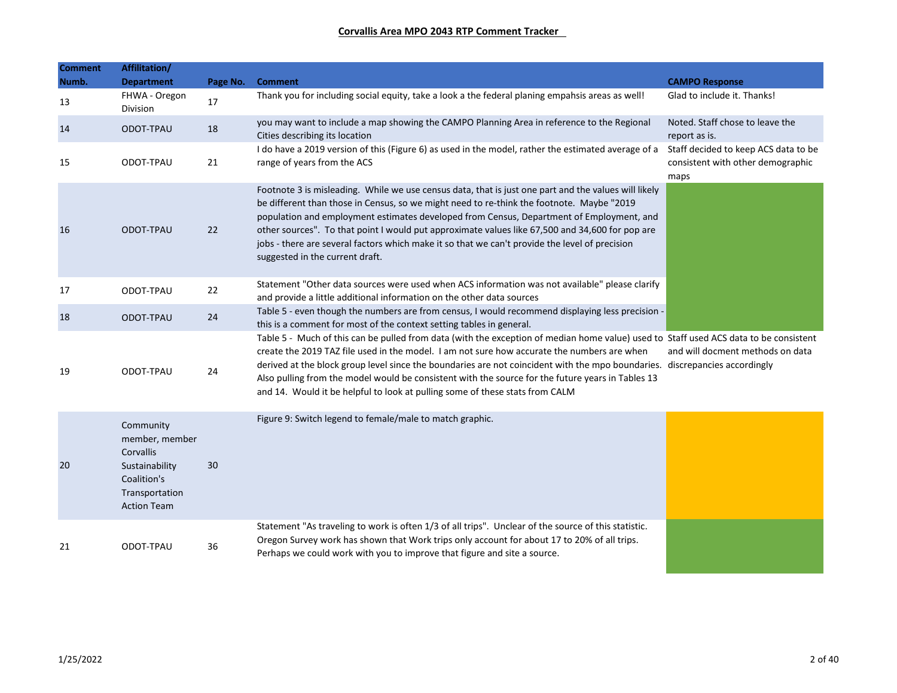## Corvallis Area MPO 2043 RTP Comment Tracker

| Comment Numb. | Affiliation/ Department | Page No. | Comment | CAMPO Response |
|---|---|---|---|---|
| 13 | FHWA - Oregon Division | 17 | Thank you for including social equity, take a look a the federal planing empahsis areas as well! | Glad to include it. Thanks! |
| 14 | ODOT-TPAU | 18 | you may want to include a map showing the CAMPO Planning Area in reference to the Regional Cities describing its location | Noted. Staff chose to leave the report as is. |
| 15 | ODOT-TPAU | 21 | I do have a 2019 version of this (Figure 6) as used in the model, rather the estimated average of a range of years from the ACS | Staff decided to keep ACS data to be consistent with other demographic maps |
| 16 | ODOT-TPAU | 22 | Footnote 3 is misleading. While we use census data, that is just one part and the values will likely be different than those in Census, so we might need to re-think the footnote. Maybe "2019 population and employment estimates developed from Census, Department of Employment, and other sources". To that point I would put approximate values like 67,500 and 34,600 for pop are jobs - there are several factors which make it so that we can't provide the level of precision suggested in the current draft. | |
| 17 | ODOT-TPAU | 22 | Statement "Other data sources were used when ACS information was not available" please clarify and provide a little additional information on the other data sources | |
| 18 | ODOT-TPAU | 24 | Table 5 - even though the numbers are from census, I would recommend displaying less precision - this is a comment for most of the context setting tables in general. | |
| 19 | ODOT-TPAU | 24 | Table 5 - Much of this can be pulled from data (with the exception of median home value) used to create the 2019 TAZ file used in the model. I am not sure how accurate the numbers are when derived at the block group level since the boundaries are not coincident with the mpo boundaries. Also pulling from the model would be consistent with the source for the future years in Tables 13 and 14. Would it be helpful to look at pulling some of these stats from CALM | Staff used ACS data to be consistent and will docment methods on data discrepancies accordingly |
| 20 | Community member, member Corvallis Sustainability Coalition's Transportation Action Team | 30 | Figure 9: Switch legend to female/male to match graphic. | |
| 21 | ODOT-TPAU | 36 | Statement "As traveling to work is often 1/3 of all trips". Unclear of the source of this statistic. Oregon Survey work has shown that Work trips only account for about 17 to 20% of all trips. Perhaps we could work with you to improve that figure and site a source. | |

1/25/2022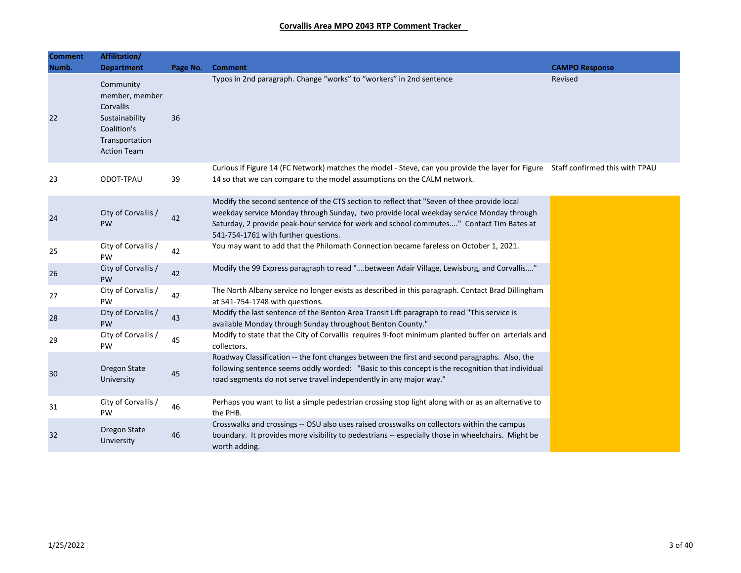**Corvallis Area MPO 2043 RTP Comment Tracker**

| Comment Numb. | Affiliation/ Department | Page No. | Comment | CAMPO Response |
|---|---|---|---|---|
| 22 | Community member, member Corvallis Sustainability Coalition's Transportation Action Team | 36 | Typos in 2nd paragraph. Change "works" to "workers" in 2nd sentence | Revised |
| 23 | ODOT-TPAU | 39 | Curious if Figure 14 (FC Network) matches the model - Steve, can you provide the layer for Figure 14 so that we can compare to the model assumptions on the CALM network. | Staff confirmed this with TPAU |
| 24 | City of Corvallis / PW | 42 | Modify the second sentence of the CTS section to reflect that "Seven of thee provide local weekday service Monday through Sunday, two provide local weekday service Monday through Saturday, 2 provide peak-hour service for work and school commutes...." Contact Tim Bates at 541-754-1761 with further questions. | |
| 25 | City of Corvallis / PW | 42 | You may want to add that the Philomath Connection became fareless on October 1, 2021. | |
| 26 | City of Corvallis / PW | 42 | Modify the 99 Express paragraph to read "....between Adair Village, Lewisburg, and Corvallis...." | |
| 27 | City of Corvallis / PW | 42 | The North Albany service no longer exists as described in this paragraph. Contact Brad Dillingham at 541-754-1748 with questions. | |
| 28 | City of Corvallis / PW | 43 | Modify the last sentence of the Benton Area Transit Lift paragraph to read "This service is available Monday through Sunday throughout Benton County." | |
| 29 | City of Corvallis / PW | 45 | Modify to state that the City of Corvallis requires 9-foot minimum planted buffer on arterials and collectors. | |
| 30 | Oregon State University | 45 | Roadway Classification -- the font changes between the first and second paragraphs. Also, the following sentence seems oddly worded: "Basic to this concept is the recognition that individual road segments do not serve travel independently in any major way." | |
| 31 | City of Corvallis / PW | 46 | Perhaps you want to list a simple pedestrian crossing stop light along with or as an alternative to the PHB. | |
| 32 | Oregon State Unviersity | 46 | Crosswalks and crossings -- OSU also uses raised crosswalks on collectors within the campus boundary. It provides more visibility to pedestrians -- especially those in wheelchairs. Might be worth adding. | |

1/25/2022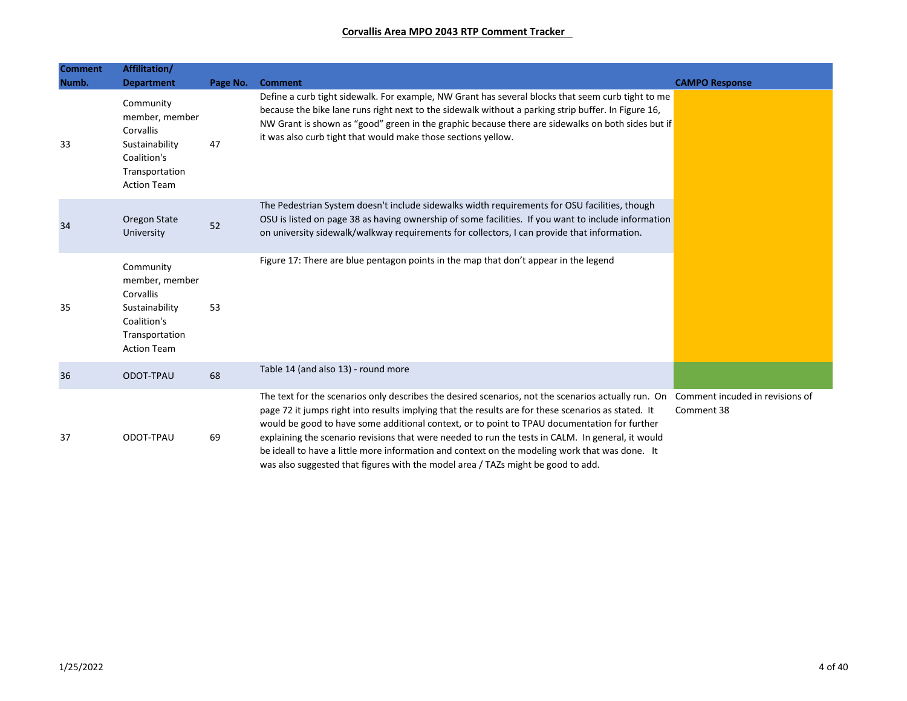**Corvallis Area MPO 2043 RTP Comment Tracker**

| Comment Numb. | Affilitation/ Department | Page No. | Comment | CAMPO Response |
|---|---|---|---|---|
| 33 | Community member, member Corvallis Sustainability Coalition's Transportation Action Team | 47 | Define a curb tight sidewalk. For example, NW Grant has several blocks that seem curb tight to me because the bike lane runs right next to the sidewalk without a parking strip buffer. In Figure 16, NW Grant is shown as "good" green in the graphic because there are sidewalks on both sides but if it was also curb tight that would make those sections yellow. | |
| 34 | Oregon State University | 52 | The Pedestrian System doesn't include sidewalks width requirements for OSU facilities, though OSU is listed on page 38 as having ownership of some facilities. If you want to include information on university sidewalk/walkway requirements for collectors, I can provide that information. | |
| 35 | Community member, member Corvallis Sustainability Coalition's Transportation Action Team | 53 | Figure 17: There are blue pentagon points in the map that don't appear in the legend | |
| 36 | ODOT-TPAU | 68 | Table 14 (and also 13) - round more | |
| 37 | ODOT-TPAU | 69 | The text for the scenarios only describes the desired scenarios, not the scenarios actually run. On page 72 it jumps right into results implying that the results are for these scenarios as stated. It would be good to have some additional context, or to point to TPAU documentation for further explaining the scenario revisions that were needed to run the tests in CALM. In general, it would be ideall to have a little more information and context on the modeling work that was done. It was also suggested that figures with the model area / TAZs might be good to add. | Comment incuded in revisions of Comment 38 |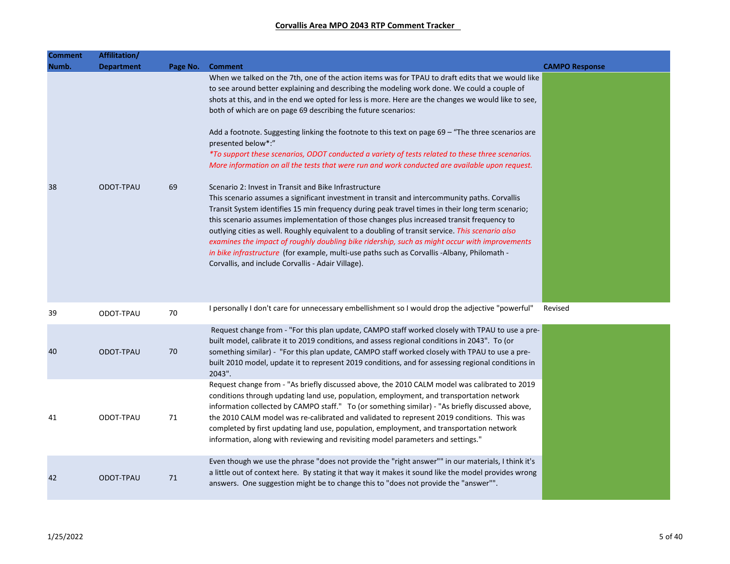**Corvallis Area MPO 2043 RTP Comment Tracker**

| Comment Numb. | Affiliation/ Department | Page No. | Comment | CAMPO Response |
|---|---|---|---|---|
| 38 | ODOT-TPAU | 69 | When we talked on the 7th, one of the action items was for TPAU to draft edits that we would like to see around better explaining and describing the modeling work done. We could a couple of shots at this, and in the end we opted for less is more. Here are the changes we would like to see, both of which are on page 69 describing the future scenarios:<br><br>Add a footnote. Suggesting linking the footnote to this text on page 69 – "The three scenarios are presented below*:"<br>*\*To support these scenarios, ODOT conducted a variety of tests related to these three scenarios. More information on all the tests that were run and work conducted are available upon request.*<br><br>Scenario 2: Invest in Transit and Bike Infrastructure<br>This scenario assumes a significant investment in transit and intercommunity paths. Corvallis Transit System identifies 15 min frequency during peak travel times in their long term scenario; this scenario assumes implementation of those changes plus increased transit frequency to outlying cities as well. Roughly equivalent to a doubling of transit service. *This scenario also examines the impact of roughly doubling bike ridership, such as might occur with improvements in bike infrastructure* (for example, multi-use paths such as Corvallis -Albany, Philomath - Corvallis, and include Corvallis - Adair Village). | |
| 39 | ODOT-TPAU | 70 | I personally I don't care for unnecessary embellishment so I would drop the adjective "powerful" | Revised |
| 40 | ODOT-TPAU | 70 | Request change from - "For this plan update, CAMPO staff worked closely with TPAU to use a pre-built model, calibrate it to 2019 conditions, and assess regional conditions in 2043". To (or something similar) - "For this plan update, CAMPO staff worked closely with TPAU to use a pre-built 2010 model, update it to represent 2019 conditions, and for assessing regional conditions in 2043". | |
| 41 | ODOT-TPAU | 71 | Request change from - "As briefly discussed above, the 2010 CALM model was calibrated to 2019 conditions through updating land use, population, employment, and transportation network information collected by CAMPO staff." To (or something similar) - "As briefly discussed above, the 2010 CALM model was re-calibrated and validated to represent 2019 conditions. This was completed by first updating land use, population, employment, and transportation network information, along with reviewing and revisiting model parameters and settings." | |
| 42 | ODOT-TPAU | 71 | Even though we use the phrase "does not provide the "right answer"" in our materials, I think it's a little out of context here. By stating it that way it makes it sound like the model provides wrong answers. One suggestion might be to change this to "does not provide the "answer"". | |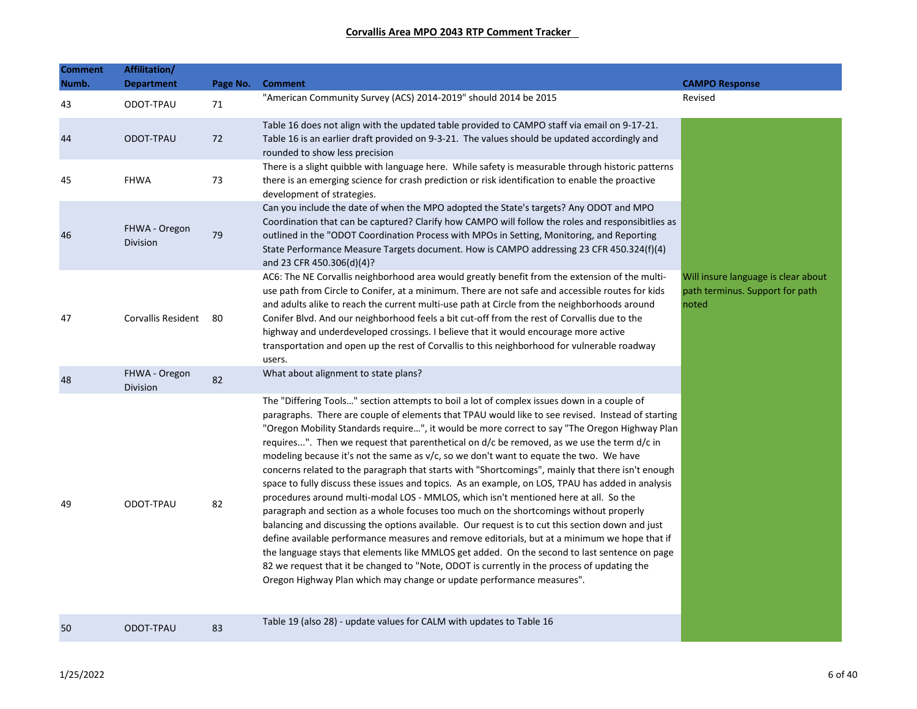**Corvallis Area MPO 2043 RTP Comment Tracker**

| Comment Numb. | Affilitation/ Department | Page No. | Comment | CAMPO Response |
|---|---|---|---|---|
| 43 | ODOT-TPAU | 71 | "American Community Survey (ACS) 2014-2019" should 2014 be 2015 | Revised |
| 44 | ODOT-TPAU | 72 | Table 16 does not align with the updated table provided to CAMPO staff via email on 9-17-21. Table 16 is an earlier draft provided on 9-3-21. The values should be updated accordingly and rounded to show less precision | |
| 45 | FHWA | 73 | There is a slight quibble with language here. While safety is measurable through historic patterns there is an emerging science for crash prediction or risk identification to enable the proactive development of strategies. | |
| 46 | FHWA - Oregon Division | 79 | Can you include the date of when the MPO adopted the State's targets? Any ODOT and MPO Coordination that can be captured? Clarify how CAMPO will follow the roles and responsibitlies as outlined in the "ODOT Coordination Process with MPOs in Setting, Monitoring, and Reporting State Performance Measure Targets document. How is CAMPO addressing 23 CFR 450.324(f)(4) and 23 CFR 450.306(d)(4)? | |
| 47 | Corvallis Resident | 80 | AC6: The NE Corvallis neighborhood area would greatly benefit from the extension of the multi-use path from Circle to Conifer, at a minimum. There are not safe and accessible routes for kids and adults alike to reach the current multi-use path at Circle from the neighborhoods around Conifer Blvd. And our neighborhood feels a bit cut-off from the rest of Corvallis due to the highway and underdeveloped crossings. I believe that it would encourage more active transportation and open up the rest of Corvallis to this neighborhood for vulnerable roadway users. | Will insure language is clear about path terminus. Support for path noted |
| 48 | FHWA - Oregon Division | 82 | What about alignment to state plans? | |
| 49 | ODOT-TPAU | 82 | The "Differing Tools…" section attempts to boil a lot of complex issues down in a couple of paragraphs. There are couple of elements that TPAU would like to see revised. Instead of starting "Oregon Mobility Standards require…", it would be more correct to say "The Oregon Highway Plan requires...". Then we request that parenthetical on d/c be removed, as we use the term d/c in modeling because it's not the same as v/c, so we don't want to equate the two. We have concerns related to the paragraph that starts with "Shortcomings", mainly that there isn't enough space to fully discuss these issues and topics. As an example, on LOS, TPAU has added in analysis procedures around multi-modal LOS - MMLOS, which isn't mentioned here at all. So the paragraph and section as a whole focuses too much on the shortcomings without properly balancing and discussing the options available. Our request is to cut this section down and just define available performance measures and remove editorials, but at a minimum we hope that if the language stays that elements like MMLOS get added. On the second to last sentence on page 82 we request that it be changed to "Note, ODOT is currently in the process of updating the Oregon Highway Plan which may change or update performance measures". | |
| 50 | ODOT-TPAU | 83 | Table 19 (also 28) - update values for CALM with updates to Table 16 | |

1/25/2022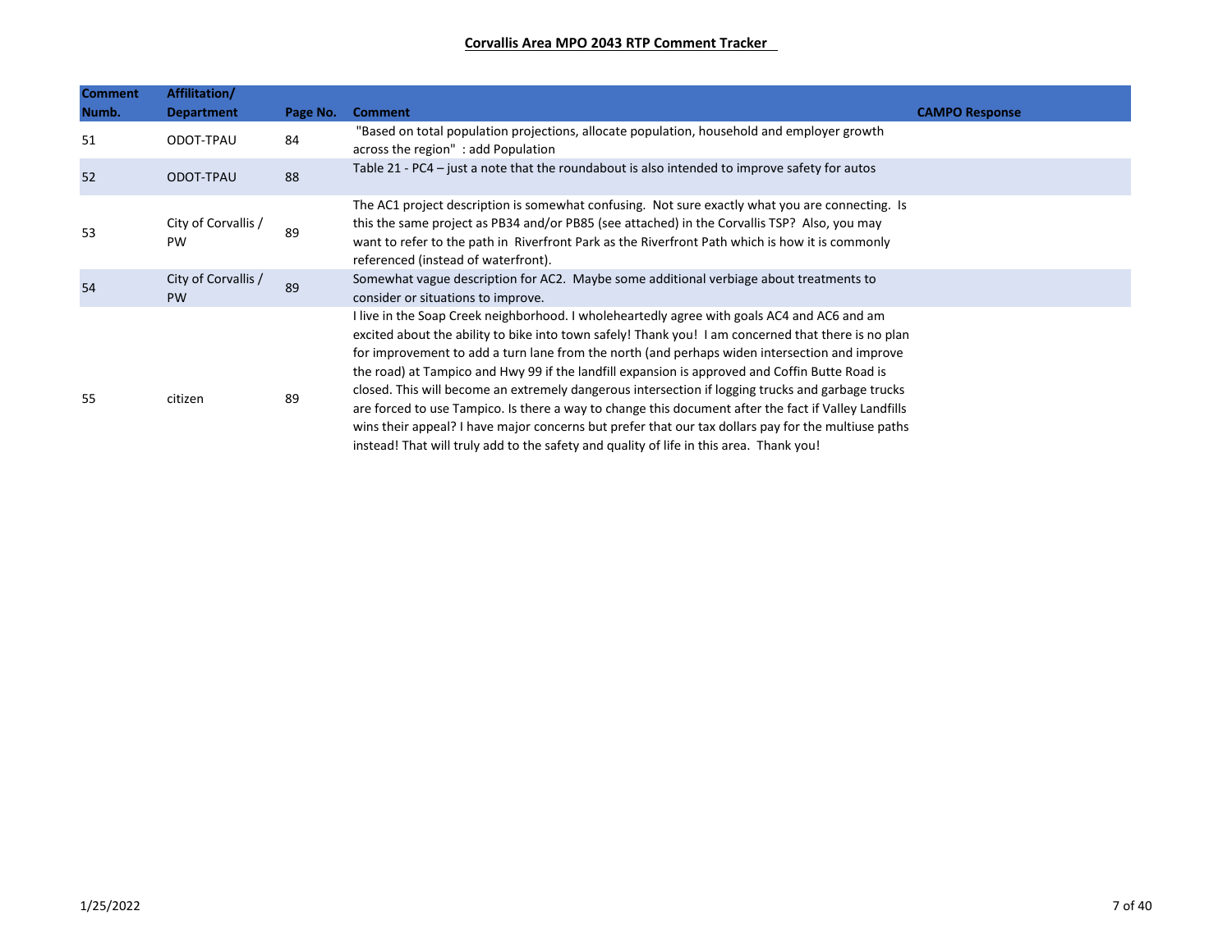**Corvallis Area MPO 2043 RTP Comment Tracker**

| Comment Numb. | Affilitation/ Department | Page No. | Comment | CAMPO Response |
|---|---|---|---|---|
| 51 | ODOT-TPAU | 84 | "Based on total population projections, allocate population, household and employer growth across the region" : add Population | |
| 52 | ODOT-TPAU | 88 | Table 21 - PC4 – just a note that the roundabout is also intended to improve safety for autos | |
| 53 | City of Corvallis / PW | 89 | The AC1 project description is somewhat confusing. Not sure exactly what you are connecting. Is this the same project as PB34 and/or PB85 (see attached) in the Corvallis TSP? Also, you may want to refer to the path in Riverfront Park as the Riverfront Path which is how it is commonly referenced (instead of waterfront). | |
| 54 | City of Corvallis / PW | 89 | Somewhat vague description for AC2. Maybe some additional verbiage about treatments to consider or situations to improve. | |
| 55 | citizen | 89 | I live in the Soap Creek neighborhood. I wholeheartedly agree with goals AC4 and AC6 and am excited about the ability to bike into town safely! Thank you! I am concerned that there is no plan for improvement to add a turn lane from the north (and perhaps widen intersection and improve the road) at Tampico and Hwy 99 if the landfill expansion is approved and Coffin Butte Road is closed. This will become an extremely dangerous intersection if logging trucks and garbage trucks are forced to use Tampico. Is there a way to change this document after the fact if Valley Landfills wins their appeal? I have major concerns but prefer that our tax dollars pay for the multiuse paths instead! That will truly add to the safety and quality of life in this area. Thank you! | |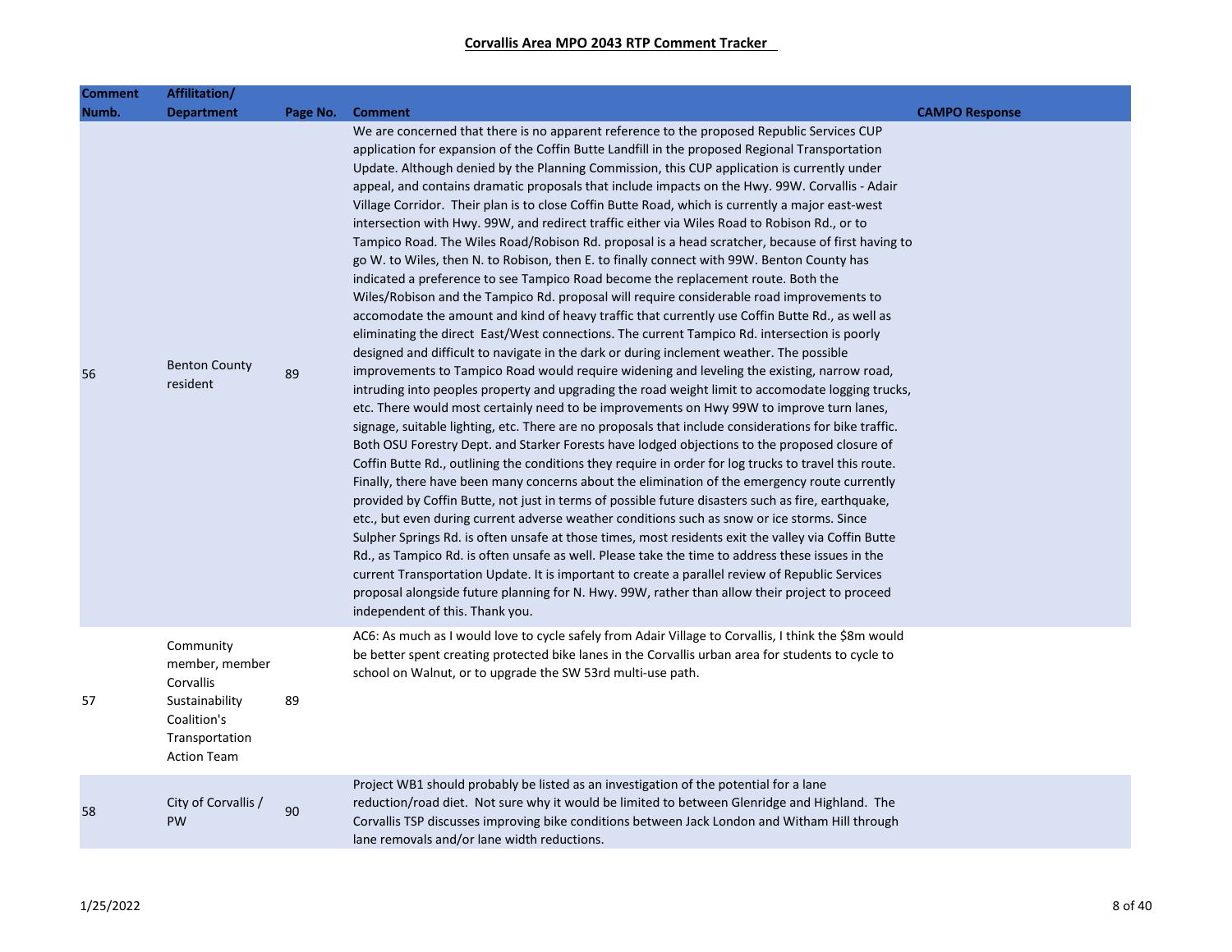# Corvallis Area MPO 2043 RTP Comment Tracker

| Comment Numb. | Affilitation/ Department | Page No. | Comment | CAMPO Response |
|---|---|---|---|---|
| 56 | Benton County resident | 89 | We are concerned that there is no apparent reference to the proposed Republic Services CUP application for expansion of the Coffin Butte Landfill in the proposed Regional Transportation Update. Although denied by the Planning Commission, this CUP application is currently under appeal, and contains dramatic proposals that include impacts on the Hwy. 99W. Corvallis - Adair Village Corridor. Their plan is to close Coffin Butte Road, which is currently a major east-west intersection with Hwy. 99W, and redirect traffic either via Wiles Road to Robison Rd., or to Tampico Road. The Wiles Road/Robison Rd. proposal is a head scratcher, because of first having to go W. to Wiles, then N. to Robison, then E. to finally connect with 99W. Benton County has indicated a preference to see Tampico Road become the replacement route. Both the Wiles/Robison and the Tampico Rd. proposal will require considerable road improvements to accomodate the amount and kind of heavy traffic that currently use Coffin Butte Rd., as well as eliminating the direct East/West connections. The current Tampico Rd. intersection is poorly designed and difficult to navigate in the dark or during inclement weather. The possible improvements to Tampico Road would require widening and leveling the existing, narrow road, intruding into peoples property and upgrading the road weight limit to accomodate logging trucks, etc. There would most certainly need to be improvements on Hwy 99W to improve turn lanes, signage, suitable lighting, etc. There are no proposals that include considerations for bike traffic. Both OSU Forestry Dept. and Starker Forests have lodged objections to the proposed closure of Coffin Butte Rd., outlining the conditions they require in order for log trucks to travel this route. Finally, there have been many concerns about the elimination of the emergency route currently provided by Coffin Butte, not just in terms of possible future disasters such as fire, earthquake, etc., but even during current adverse weather conditions such as snow or ice storms. Since Sulpher Springs Rd. is often unsafe at those times, most residents exit the valley via Coffin Butte Rd., as Tampico Rd. is often unsafe as well. Please take the time to address these issues in the current Transportation Update. It is important to create a parallel review of Republic Services proposal alongside future planning for N. Hwy. 99W, rather than allow their project to proceed independent of this. Thank you. | |
| 57 | Community member, member Corvallis Sustainability Coalition's Transportation Action Team | 89 | AC6: As much as I would love to cycle safely from Adair Village to Corvallis, I think the $8m would be better spent creating protected bike lanes in the Corvallis urban area for students to cycle to school on Walnut, or to upgrade the SW 53rd multi-use path. | |
| 58 | City of Corvallis / PW | 90 | Project WB1 should probably be listed as an investigation of the potential for a lane reduction/road diet. Not sure why it would be limited to between Glenridge and Highland. The Corvallis TSP discusses improving bike conditions between Jack London and Witham Hill through lane removals and/or lane width reductions. | |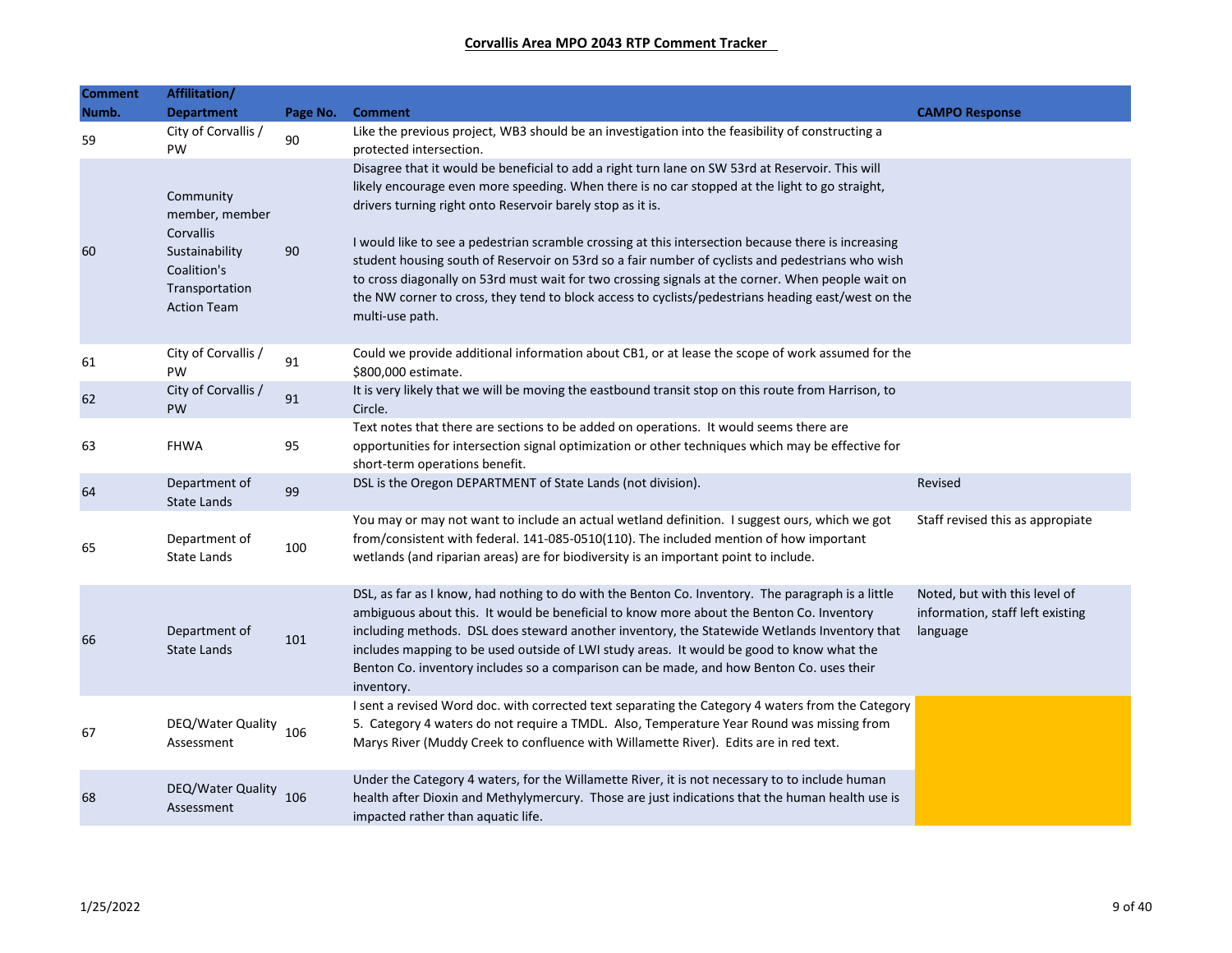**Corvallis Area MPO 2043 RTP Comment Tracker**

| Comment Numb. | Affiliation/ Department | Page No. | Comment | CAMPO Response |
|---|---|---|---|---|
| 59 | City of Corvallis / PW | 90 | Like the previous project, WB3 should be an investigation into the feasibility of constructing a protected intersection. | |
| 60 | Community member, member Corvallis Sustainability Coalition's Transportation Action Team | 90 | Disagree that it would be beneficial to add a right turn lane on SW 53rd at Reservoir. This will likely encourage even more speeding. When there is no car stopped at the light to go straight, drivers turning right onto Reservoir barely stop as it is.<br><br>I would like to see a pedestrian scramble crossing at this intersection because there is increasing student housing south of Reservoir on 53rd so a fair number of cyclists and pedestrians who wish to cross diagonally on 53rd must wait for two crossing signals at the corner. When people wait on the NW corner to cross, they tend to block access to cyclists/pedestrians heading east/west on the multi-use path. | |
| 61 | City of Corvallis / PW | 91 | Could we provide additional information about CB1, or at lease the scope of work assumed for the $800,000 estimate. | |
| 62 | City of Corvallis / PW | 91 | It is very likely that we will be moving the eastbound transit stop on this route from Harrison, to Circle. | |
| 63 | FHWA | 95 | Text notes that there are sections to be added on operations. It would seems there are opportunities for intersection signal optimization or other techniques which may be effective for short-term operations benefit. | |
| 64 | Department of State Lands | 99 | DSL is the Oregon DEPARTMENT of State Lands (not division). | Revised |
| 65 | Department of State Lands | 100 | You may or may not want to include an actual wetland definition. I suggest ours, which we got from/consistent with federal. 141-085-0510(110). The included mention of how important wetlands (and riparian areas) are for biodiversity is an important point to include. | Staff revised this as appropiate |
| 66 | Department of State Lands | 101 | DSL, as far as I know, had nothing to do with the Benton Co. Inventory. The paragraph is a little ambiguous about this. It would be beneficial to know more about the Benton Co. Inventory including methods. DSL does steward another inventory, the Statewide Wetlands Inventory that includes mapping to be used outside of LWI study areas. It would be good to know what the Benton Co. inventory includes so a comparison can be made, and how Benton Co. uses their inventory. | Noted, but with this level of information, staff left existing language |
| 67 | DEQ/Water Quality Assessment | 106 | I sent a revised Word doc. with corrected text separating the Category 4 waters from the Category 5. Category 4 waters do not require a TMDL. Also, Temperature Year Round was missing from Marys River (Muddy Creek to confluence with Willamette River). Edits are in red text. | |
| 68 | DEQ/Water Quality Assessment | 106 | Under the Category 4 waters, for the Willamette River, it is not necessary to to include human health after Dioxin and Methylymercury. Those are just indications that the human health use is impacted rather than aquatic life. | |

1/25/2022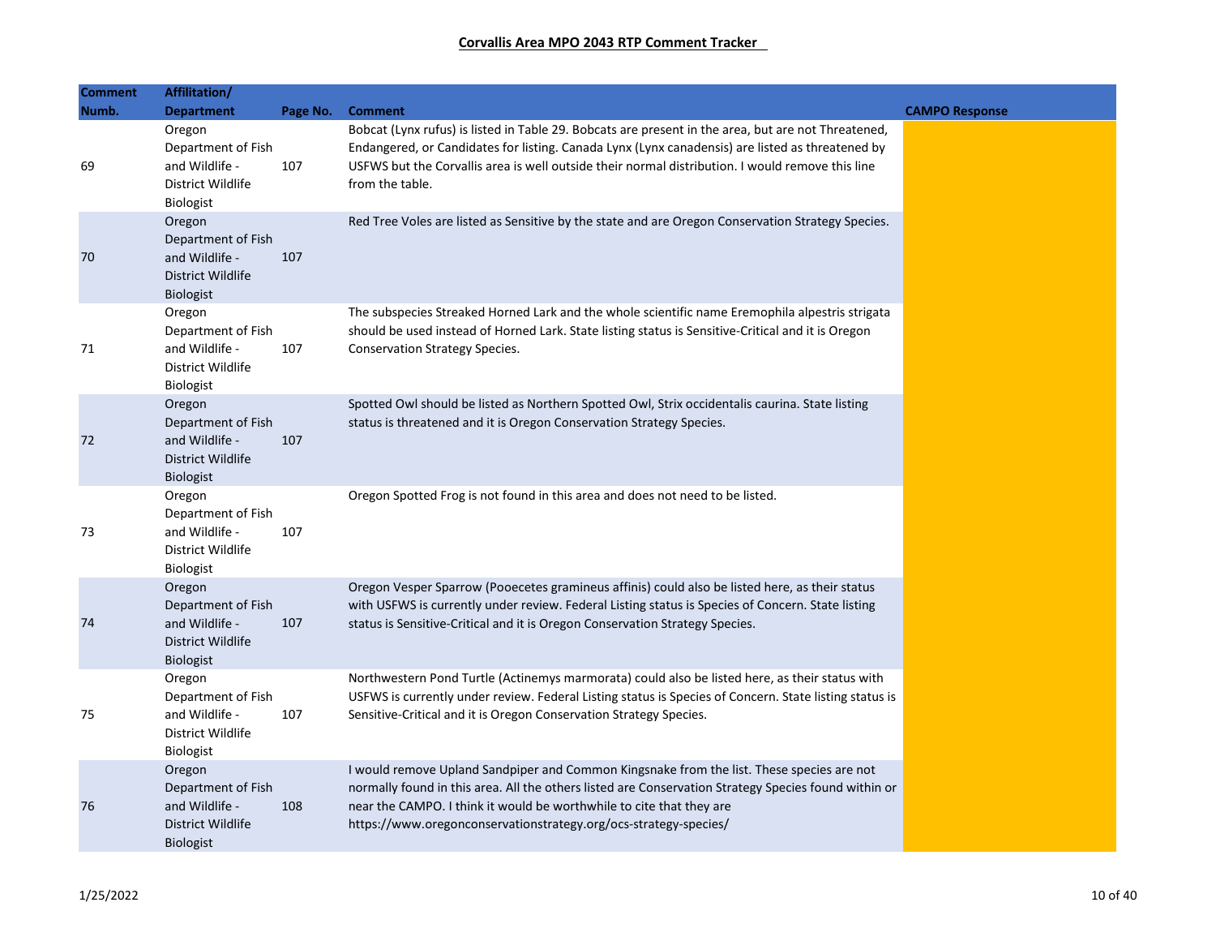**Corvallis Area MPO 2043 RTP Comment Tracker**

| Comment Numb. | Affiliation/ Department | Page No. | Comment | CAMPO Response |
|---|---|---|---|---|
| 69 | Oregon Department of Fish and Wildlife - District Wildlife Biologist | 107 | Bobcat (Lynx rufus) is listed in Table 29. Bobcats are present in the area, but are not Threatened, Endangered, or Candidates for listing. Canada Lynx (Lynx canadensis) are listed as threatened by USFWS but the Corvallis area is well outside their normal distribution. I would remove this line from the table. | |
| 70 | Oregon Department of Fish and Wildlife - District Wildlife Biologist | 107 | Red Tree Voles are listed as Sensitive by the state and are Oregon Conservation Strategy Species. | |
| 71 | Oregon Department of Fish and Wildlife - District Wildlife Biologist | 107 | The subspecies Streaked Horned Lark and the whole scientific name Eremophila alpestris strigata should be used instead of Horned Lark. State listing status is Sensitive-Critical and it is Oregon Conservation Strategy Species. | |
| 72 | Oregon Department of Fish and Wildlife - District Wildlife Biologist | 107 | Spotted Owl should be listed as Northern Spotted Owl, Strix occidentalis caurina. State listing status is threatened and it is Oregon Conservation Strategy Species. | |
| 73 | Oregon Department of Fish and Wildlife - District Wildlife Biologist | 107 | Oregon Spotted Frog is not found in this area and does not need to be listed. | |
| 74 | Oregon Department of Fish and Wildlife - District Wildlife Biologist | 107 | Oregon Vesper Sparrow (Pooecetes gramineus affinis) could also be listed here, as their status with USFWS is currently under review. Federal Listing status is Species of Concern. State listing status is Sensitive-Critical and it is Oregon Conservation Strategy Species. | |
| 75 | Oregon Department of Fish and Wildlife - District Wildlife Biologist | 107 | Northwestern Pond Turtle (Actinemys marmorata) could also be listed here, as their status with USFWS is currently under review. Federal Listing status is Species of Concern. State listing status is Sensitive-Critical and it is Oregon Conservation Strategy Species. | |
| 76 | Oregon Department of Fish and Wildlife - District Wildlife Biologist | 108 | I would remove Upland Sandpiper and Common Kingsnake from the list. These species are not normally found in this area. All the others listed are Conservation Strategy Species found within or near the CAMPO. I think it would be worthwhile to cite that they are https://www.oregonconservationstrategy.org/ocs-strategy-species/ | |

1/25/2022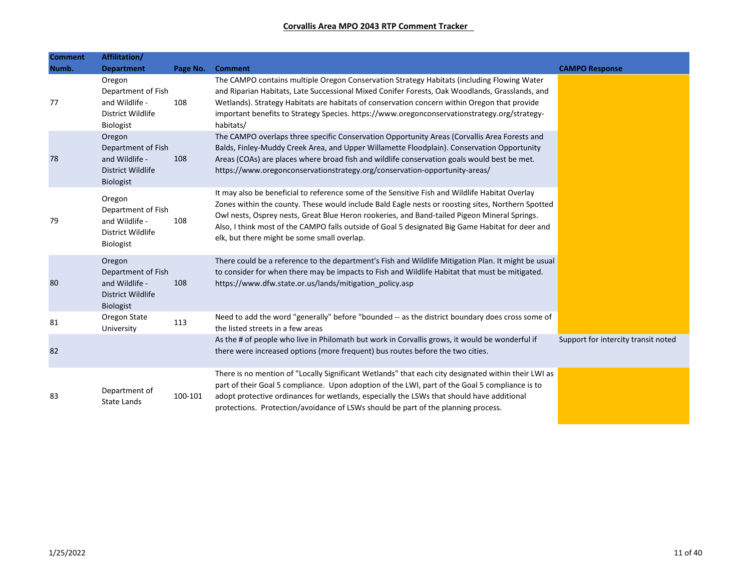# Corvallis Area MPO 2043 RTP Comment Tracker

| Comment Numb. | Affiliation/ Department | Page No. | Comment | CAMPO Response |
|---|---|---|---|---|
| 77 | Oregon Department of Fish and Wildlife - District Wildlife Biologist | 108 | The CAMPO contains multiple Oregon Conservation Strategy Habitats (including Flowing Water and Riparian Habitats, Late Successional Mixed Conifer Forests, Oak Woodlands, Grasslands, and Wetlands). Strategy Habitats are habitats of conservation concern within Oregon that provide important benefits to Strategy Species. https://www.oregonconservationstrategy.org/strategy-habitats/ | |
| 78 | Oregon Department of Fish and Wildlife - District Wildlife Biologist | 108 | The CAMPO overlaps three specific Conservation Opportunity Areas (Corvallis Area Forests and Balds, Finley-Muddy Creek Area, and Upper Willamette Floodplain). Conservation Opportunity Areas (COAs) are places where broad fish and wildlife conservation goals would best be met. https://www.oregonconservationstrategy.org/conservation-opportunity-areas/ | |
| 79 | Oregon Department of Fish and Wildlife - District Wildlife Biologist | 108 | It may also be beneficial to reference some of the Sensitive Fish and Wildlife Habitat Overlay Zones within the county. These would include Bald Eagle nests or roosting sites, Northern Spotted Owl nests, Osprey nests, Great Blue Heron rookeries, and Band-tailed Pigeon Mineral Springs. Also, I think most of the CAMPO falls outside of Goal 5 designated Big Game Habitat for deer and elk, but there might be some small overlap. | |
| 80 | Oregon Department of Fish and Wildlife - District Wildlife Biologist | 108 | There could be a reference to the department's Fish and Wildlife Mitigation Plan. It might be usual to consider for when there may be impacts to Fish and Wildlife Habitat that must be mitigated. https://www.dfw.state.or.us/lands/mitigation_policy.asp | |
| 81 | Oregon State University | 113 | Need to add the word "generally" before "bounded -- as the district boundary does cross some of the listed streets in a few areas | |
| 82 | | | As the # of people who live in Philomath but work in Corvallis grows, it would be wonderful if there were increased options (more frequent) bus routes before the two cities. | Support for intercity transit noted |
| 83 | Department of State Lands | 100-101 | There is no mention of "Locally Significant Wetlands" that each city designated within their LWI as part of their Goal 5 compliance. Upon adoption of the LWI, part of the Goal 5 compliance is to adopt protective ordinances for wetlands, especially the LSWs that should have additional protections. Protection/avoidance of LSWs should be part of the planning process. | |

1/25/2022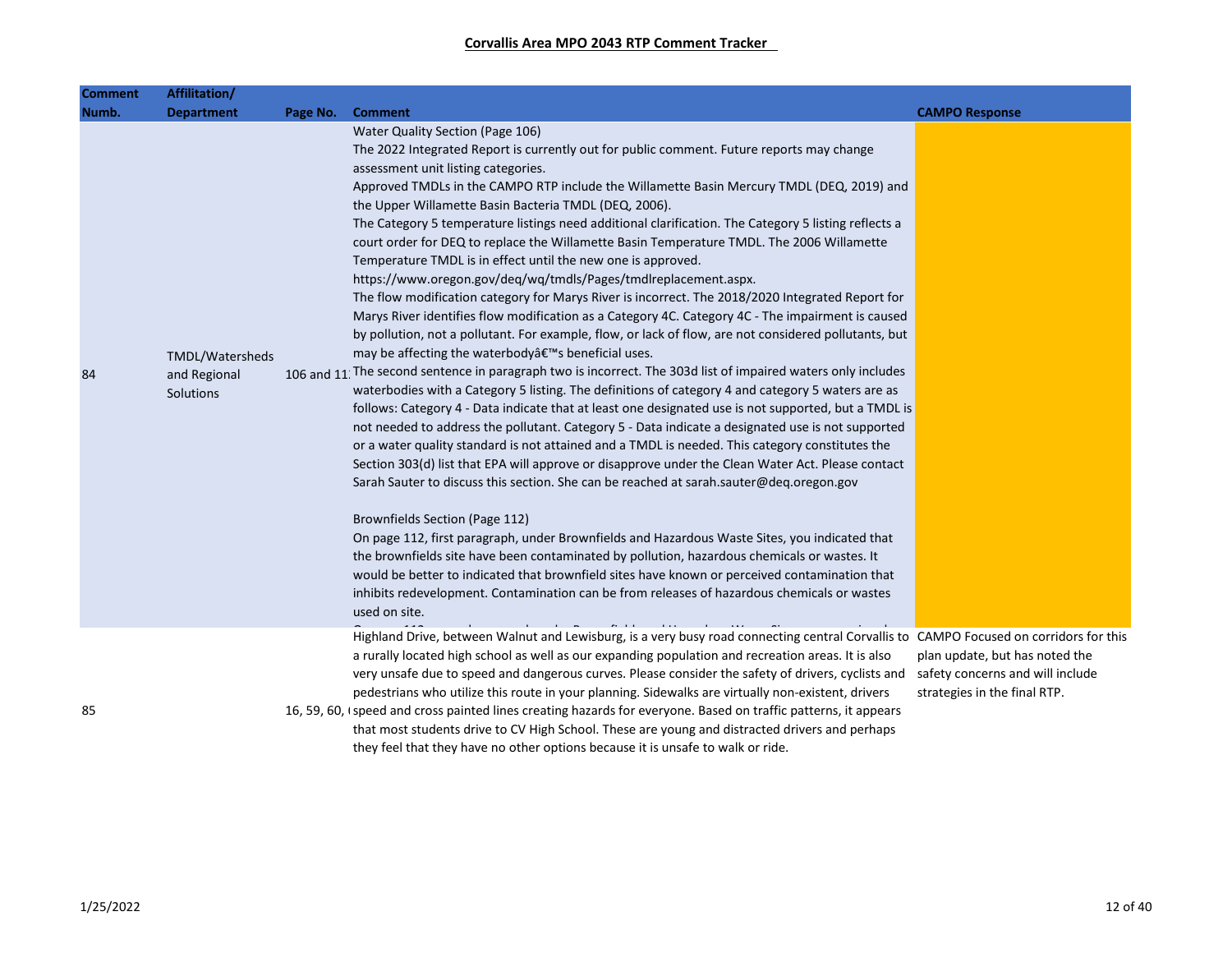**Corvallis Area MPO 2043 RTP Comment Tracker**

| Comment Numb. | Affilitation/ Department | Page No. | Comment | CAMPO Response |
|---|---|---|---|---|
| 84 | TMDL/Watersheds and Regional Solutions | 106 and 11 | Water Quality Section (Page 106)<br>The 2022 Integrated Report is currently out for public comment. Future reports may change assessment unit listing categories.<br>Approved TMDLs in the CAMPO RTP include the Willamette Basin Mercury TMDL (DEQ, 2019) and the Upper Willamette Basin Bacteria TMDL (DEQ, 2006).<br>The Category 5 temperature listings need additional clarification. The Category 5 listing reflects a court order for DEQ to replace the Willamette Basin Temperature TMDL. The 2006 Willamette Temperature TMDL is in effect until the new one is approved. https://www.oregon.gov/deq/wq/tmdls/Pages/tmdlreplacement.aspx.<br>The flow modification category for Marys River is incorrect. The 2018/2020 Integrated Report for Marys River identifies flow modification as a Category 4C. Category 4C - The impairment is caused by pollution, not a pollutant. For example, flow, or lack of flow, are not considered pollutants, but may be affecting the waterbodyâ€™s beneficial uses.<br>The second sentence in paragraph two is incorrect. The 303d list of impaired waters only includes waterbodies with a Category 5 listing. The definitions of category 4 and category 5 waters are as follows: Category 4 - Data indicate that at least one designated use is not supported, but a TMDL is not needed to address the pollutant. Category 5 - Data indicate a designated use is not supported or a water quality standard is not attained and a TMDL is needed. This category constitutes the Section 303(d) list that EPA will approve or disapprove under the Clean Water Act. Please contact Sarah Sauter to discuss this section. She can be reached at sarah.sauter@deq.oregon.gov<br><br>Brownfields Section (Page 112)<br>On page 112, first paragraph, under Brownfields and Hazardous Waste Sites, you indicated that the brownfields site have been contaminated by pollution, hazardous chemicals or wastes. It would be better to indicated that brownfield sites have known or perceived contamination that inhibits redevelopment. Contamination can be from releases of hazardous chemicals or wastes used on site. | |
| 85 | | 16, 59, 60, ( | Highland Drive, between Walnut and Lewisburg, is a very busy road connecting central Corvallis to a rurally located high school as well as our expanding population and recreation areas. It is also very unsafe due to speed and dangerous curves. Please consider the safety of drivers, cyclists and pedestrians who utilize this route in your planning. Sidewalks are virtually non-existent, drivers speed and cross painted lines creating hazards for everyone. Based on traffic patterns, it appears that most students drive to CV High School. These are young and distracted drivers and perhaps they feel that they have no other options because it is unsafe to walk or ride. | CAMPO Focused on corridors for this plan update, but has noted the safety concerns and will include strategies in the final RTP. |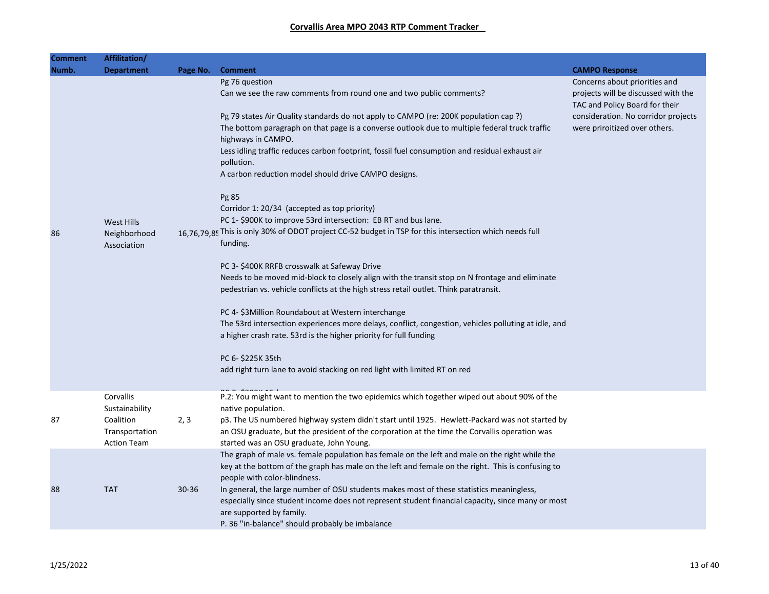**Corvallis Area MPO 2043 RTP Comment Tracker**

| Comment Numb. | Affilitation/ Department | Page No. | Comment | CAMPO Response |
|---|---|---|---|---|
| 86 | West Hills Neighborhood Association | 16,76,79,85 | Pg 76 question<br>Can we see the raw comments from round one and two public comments?<br><br>Pg 79 states Air Quality standards do not apply to CAMPO (re: 200K population cap ?)<br>The bottom paragraph on that page is a converse outlook due to multiple federal truck traffic highways in CAMPO.<br>Less idling traffic reduces carbon footprint, fossil fuel consumption and residual exhaust air pollution.<br>A carbon reduction model should drive CAMPO designs.<br><br>Pg 85<br>Corridor 1: 20/34 (accepted as top priority)<br>PC 1- $900K to improve 53rd intersection: EB RT and bus lane.<br>This is only 30% of ODOT project CC-52 budget in TSP for this intersection which needs full funding.<br><br>PC 3- $400K RRFB crosswalk at Safeway Drive<br>Needs to be moved mid-block to closely align with the transit stop on N frontage and eliminate pedestrian vs. vehicle conflicts at the high stress retail outlet. Think paratransit.<br><br>PC 4- $3Million Roundabout at Western interchange<br>The 53rd intersection experiences more delays, conflict, congestion, vehicles polluting at idle, and a higher crash rate. 53rd is the higher priority for full funding<br><br>PC 6- $225K 35th<br>add right turn lane to avoid stacking on red light with limited RT on red | Concerns about priorities and projects will be discussed with the TAC and Policy Board for their consideration. No corridor projects were priroitized over others. |
| 87 | Corvallis Sustainability Coalition Transportation Action Team | 2, 3 | P.2: You might want to mention the two epidemics which together wiped out about 90% of the native population.<br>p3. The US numbered highway system didn't start until 1925. Hewlett-Packard was not started by an OSU graduate, but the president of the corporation at the time the Corvallis operation was started was an OSU graduate, John Young. | |
| 88 | TAT | 30-36 | The graph of male vs. female population has female on the left and male on the right while the key at the bottom of the graph has male on the left and female on the right. This is confusing to people with color-blindness.<br>In general, the large number of OSU students makes most of these statistics meaningless, especially since student income does not represent student financial capacity, since many or most are supported by family.<br>P. 36 "in-balance" should probably be imbalance | |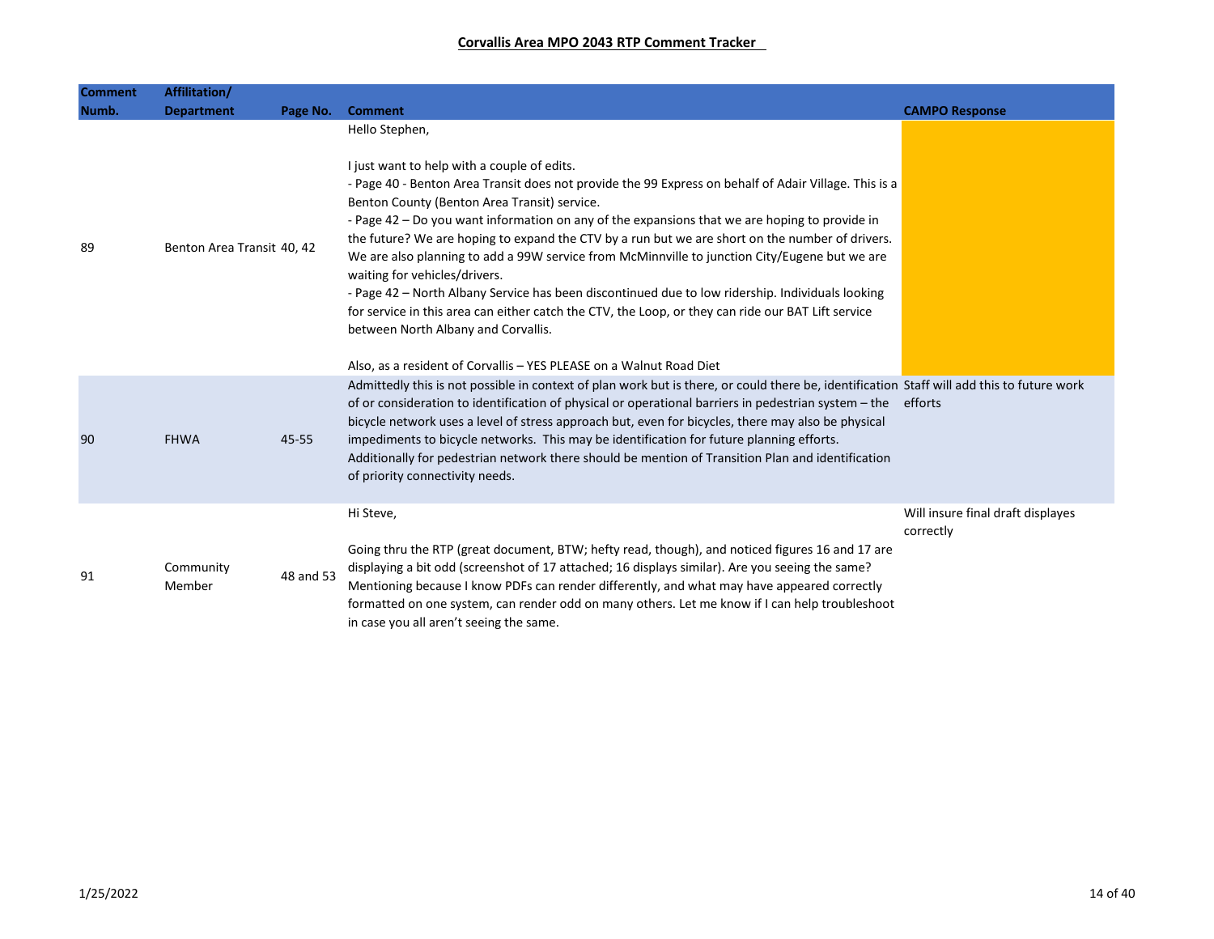**Corvallis Area MPO 2043 RTP Comment Tracker**

| Comment Numb. | Affilitation/ Department | Page No. | Comment | CAMPO Response |
|---|---|---|---|---|
| 89 | Benton Area Transit | 40, 42 | Hello Stephen,<br><br>I just want to help with a couple of edits.<br>- Page 40 - Benton Area Transit does not provide the 99 Express on behalf of Adair Village. This is a Benton County (Benton Area Transit) service.<br>- Page 42 – Do you want information on any of the expansions that we are hoping to provide in the future? We are hoping to expand the CTV by a run but we are short on the number of drivers. We are also planning to add a 99W service from McMinnville to junction City/Eugene but we are waiting for vehicles/drivers.<br>- Page 42 – North Albany Service has been discontinued due to low ridership. Individuals looking for service in this area can either catch the CTV, the Loop, or they can ride our BAT Lift service between North Albany and Corvallis.<br><br>Also, as a resident of Corvallis – YES PLEASE on a Walnut Road Diet | |
| 90 | FHWA | 45-55 | Admittedly this is not possible in context of plan work but is there, or could there be, identification of or consideration to identification of physical or operational barriers in pedestrian system – the bicycle network uses a level of stress approach but, even for bicycles, there may also be physical impediments to bicycle networks. This may be identification for future planning efforts. Additionally for pedestrian network there should be mention of Transition Plan and identification of priority connectivity needs. | Staff will add this to future work efforts |
| 91 | Community Member | 48 and 53 | Hi Steve,<br><br>Going thru the RTP (great document, BTW; hefty read, though), and noticed figures 16 and 17 are displaying a bit odd (screenshot of 17 attached; 16 displays similar). Are you seeing the same? Mentioning because I know PDFs can render differently, and what may have appeared correctly formatted on one system, can render odd on many others. Let me know if I can help troubleshoot in case you all aren't seeing the same. | Will insure final draft displayes correctly |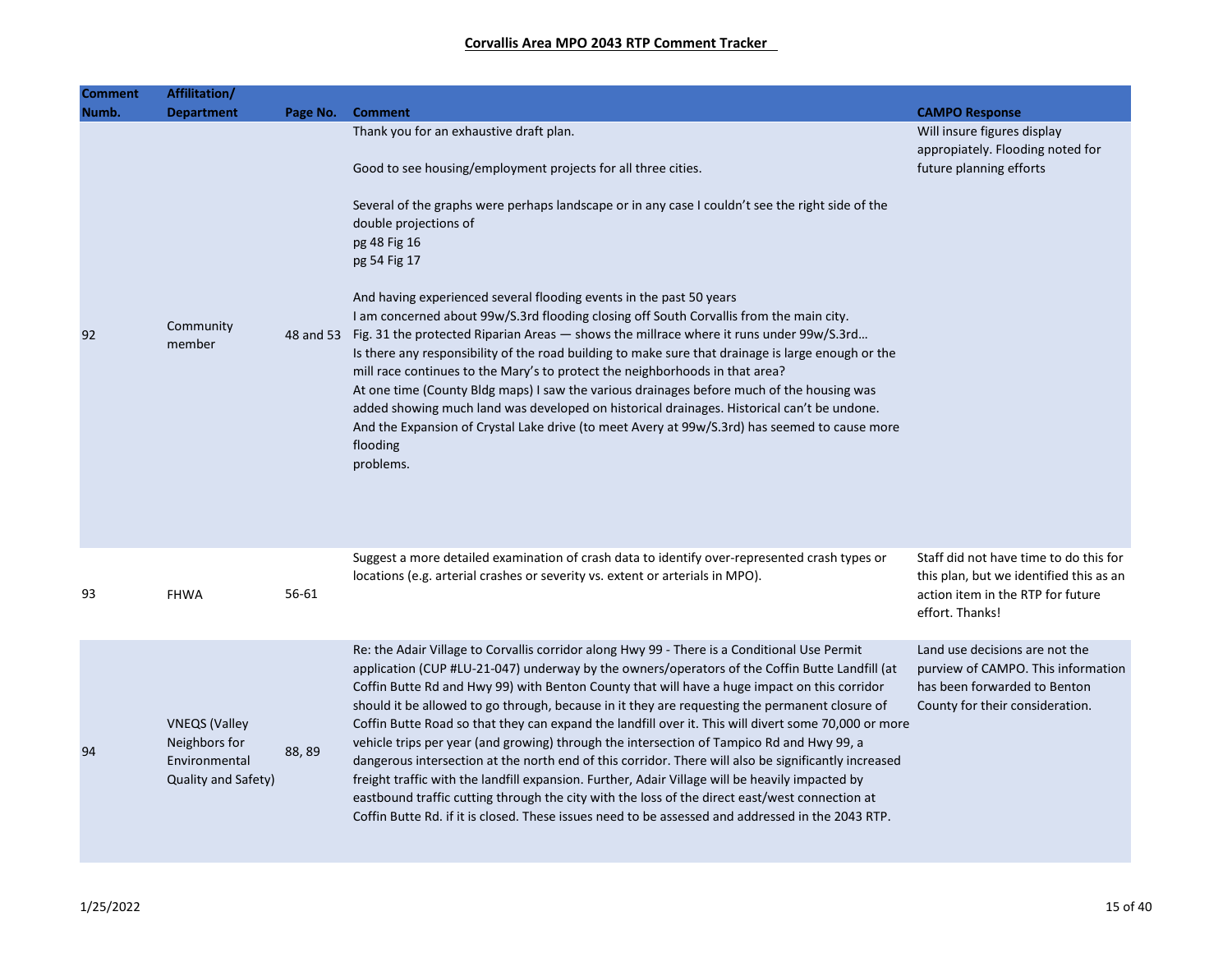## Corvallis Area MPO 2043 RTP Comment Tracker

| Comment Numb. | Affiliation/ Department | Page No. | Comment | CAMPO Response |
|---|---|---|---|---|
| 92 | Community member | 48 and 53 | Thank you for an exhaustive draft plan.<br><br>Good to see housing/employment projects for all three cities.<br><br>Several of the graphs were perhaps landscape or in any case I couldn't see the right side of the double projections of<br>pg 48 Fig 16<br>pg 54 Fig 17<br><br>And having experienced several flooding events in the past 50 years<br>I am concerned about 99w/S.3rd flooding closing off South Corvallis from the main city.<br>Fig. 31 the protected Riparian Areas — shows the millrace where it runs under 99w/S.3rd…<br>Is there any responsibility of the road building to make sure that drainage is large enough or the mill race continues to the Mary's to protect the neighborhoods in that area?<br>At one time (County Bldg maps) I saw the various drainages before much of the housing was added showing much land was developed on historical drainages. Historical can't be undone.<br>And the Expansion of Crystal Lake drive (to meet Avery at 99w/S.3rd) has seemed to cause more flooding<br>problems. | Will insure figures display appropiately. Flooding noted for future planning efforts |
| 93 | FHWA | 56-61 | Suggest a more detailed examination of crash data to identify over-represented crash types or locations (e.g. arterial crashes or severity vs. extent or arterials in MPO). | Staff did not have time to do this for this plan, but we identified this as an action item in the RTP for future effort. Thanks! |
| 94 | VNEQS (Valley Neighbors for Environmental Quality and Safety) | 88, 89 | Re: the Adair Village to Corvallis corridor along Hwy 99 - There is a Conditional Use Permit application (CUP #LU-21-047) underway by the owners/operators of the Coffin Butte Landfill (at Coffin Butte Rd and Hwy 99) with Benton County that will have a huge impact on this corridor should it be allowed to go through, because in it they are requesting the permanent closure of Coffin Butte Road so that they can expand the landfill over it. This will divert some 70,000 or more vehicle trips per year (and growing) through the intersection of Tampico Rd and Hwy 99, a dangerous intersection at the north end of this corridor. There will also be significantly increased freight traffic with the landfill expansion. Further, Adair Village will be heavily impacted by eastbound traffic cutting through the city with the loss of the direct east/west connection at Coffin Butte Rd. if it is closed. These issues need to be assessed and addressed in the 2043 RTP. | Land use decisions are not the purview of CAMPO. This information has been forwarded to Benton County for their consideration. |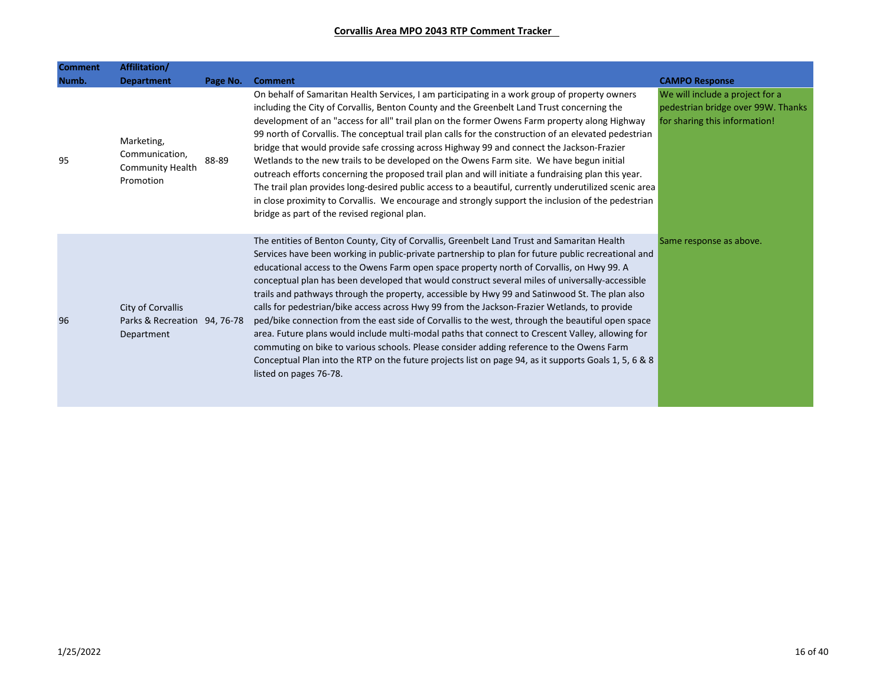**Corvallis Area MPO 2043 RTP Comment Tracker**

| Comment Numb. | Affilitation/ Department | Page No. | Comment | CAMPO Response |
|---|---|---|---|---|
| 95 | Marketing, Communication, Community Health Promotion | 88-89 | On behalf of Samaritan Health Services, I am participating in a work group of property owners including the City of Corvallis, Benton County and the Greenbelt Land Trust concerning the development of an "access for all" trail plan on the former Owens Farm property along Highway 99 north of Corvallis. The conceptual trail plan calls for the construction of an elevated pedestrian bridge that would provide safe crossing across Highway 99 and connect the Jackson-Frazier Wetlands to the new trails to be developed on the Owens Farm site. We have begun initial outreach efforts concerning the proposed trail plan and will initiate a fundraising plan this year. The trail plan provides long-desired public access to a beautiful, currently underutilized scenic area in close proximity to Corvallis. We encourage and strongly support the inclusion of the pedestrian bridge as part of the revised regional plan. | We will include a project for a pedestrian bridge over 99W. Thanks for sharing this information! |
| 96 | City of Corvallis Parks & Recreation Department | 94, 76-78 | The entities of Benton County, City of Corvallis, Greenbelt Land Trust and Samaritan Health Services have been working in public-private partnership to plan for future public recreational and educational access to the Owens Farm open space property north of Corvallis, on Hwy 99. A conceptual plan has been developed that would construct several miles of universally-accessible trails and pathways through the property, accessible by Hwy 99 and Satinwood St. The plan also calls for pedestrian/bike access across Hwy 99 from the Jackson-Frazier Wetlands, to provide ped/bike connection from the east side of Corvallis to the west, through the beautiful open space area. Future plans would include multi-modal paths that connect to Crescent Valley, allowing for commuting on bike to various schools. Please consider adding reference to the Owens Farm Conceptual Plan into the RTP on the future projects list on page 94, as it supports Goals 1, 5, 6 & 8 listed on pages 76-78. | Same response as above. |

1/25/2022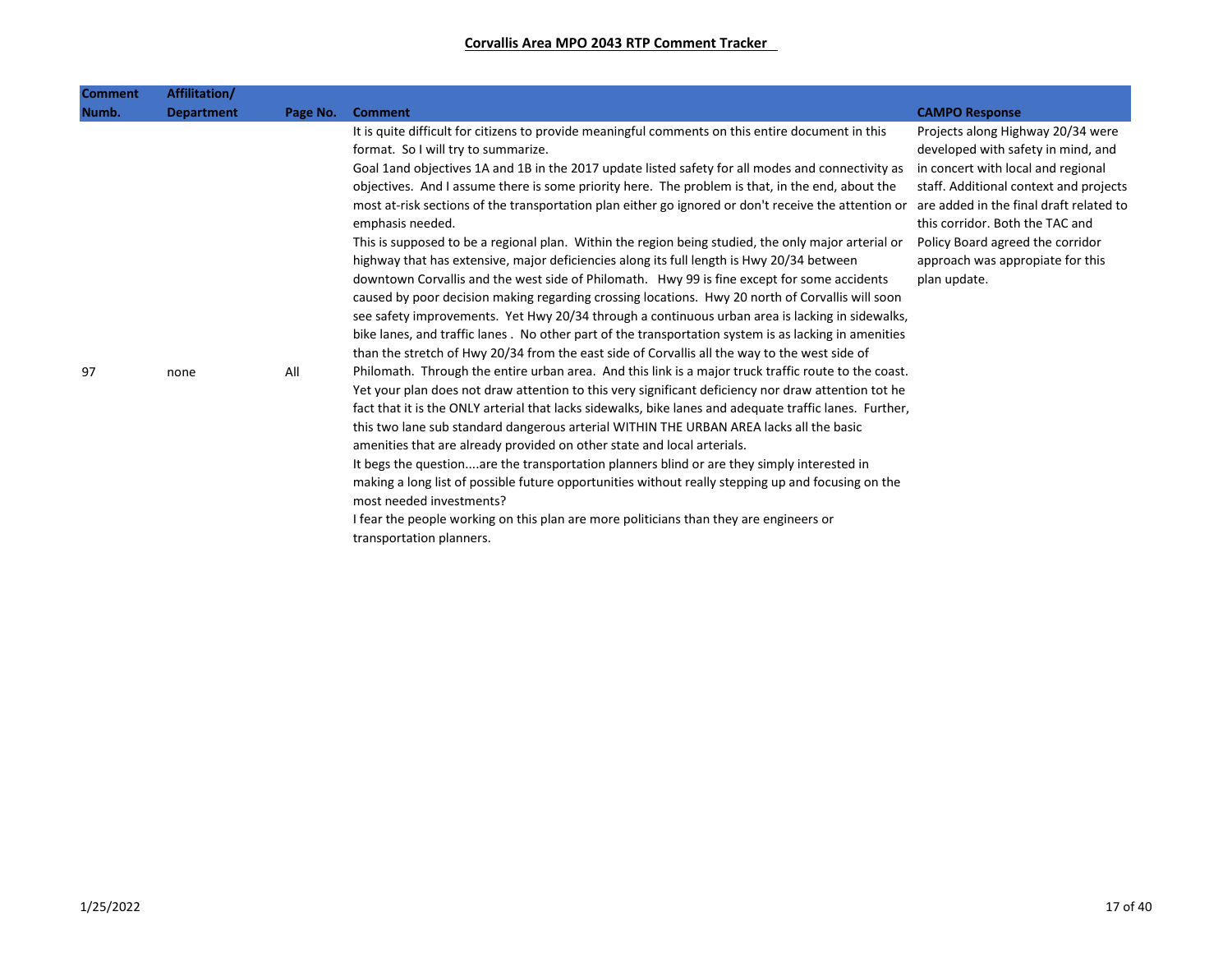**Corvallis Area MPO 2043 RTP Comment Tracker**

| Comment Numb. | Affilitation/ Department | Page No. | Comment | CAMPO Response |
|---|---|---|---|---|
| 97 | none | All | It is quite difficult for citizens to provide meaningful comments on this entire document in this format. So I will try to summarize.<br>Goal 1and objectives 1A and 1B in the 2017 update listed safety for all modes and connectivity as objectives. And I assume there is some priority here. The problem is that, in the end, about the most at-risk sections of the transportation plan either go ignored or don't receive the attention or emphasis needed.<br>This is supposed to be a regional plan. Within the region being studied, the only major arterial or highway that has extensive, major deficiencies along its full length is Hwy 20/34 between downtown Corvallis and the west side of Philomath. Hwy 99 is fine except for some accidents caused by poor decision making regarding crossing locations. Hwy 20 north of Corvallis will soon see safety improvements. Yet Hwy 20/34 through a continuous urban area is lacking in sidewalks, bike lanes, and traffic lanes . No other part of the transportation system is as lacking in amenities than the stretch of Hwy 20/34 from the east side of Corvallis all the way to the west side of Philomath. Through the entire urban area. And this link is a major truck traffic route to the coast. Yet your plan does not draw attention to this very significant deficiency nor draw attention tot he fact that it is the ONLY arterial that lacks sidewalks, bike lanes and adequate traffic lanes. Further, this two lane sub standard dangerous arterial WITHIN THE URBAN AREA lacks all the basic amenities that are already provided on other state and local arterials.<br>It begs the question....are the transportation planners blind or are they simply interested in making a long list of possible future opportunities without really stepping up and focusing on the most needed investments?<br>I fear the people working on this plan are more politicians than they are engineers or transportation planners. | Projects along Highway 20/34 were developed with safety in mind, and in concert with local and regional staff. Additional context and projects are added in the final draft related to this corridor. Both the TAC and Policy Board agreed the corridor approach was appropiate for this plan update. |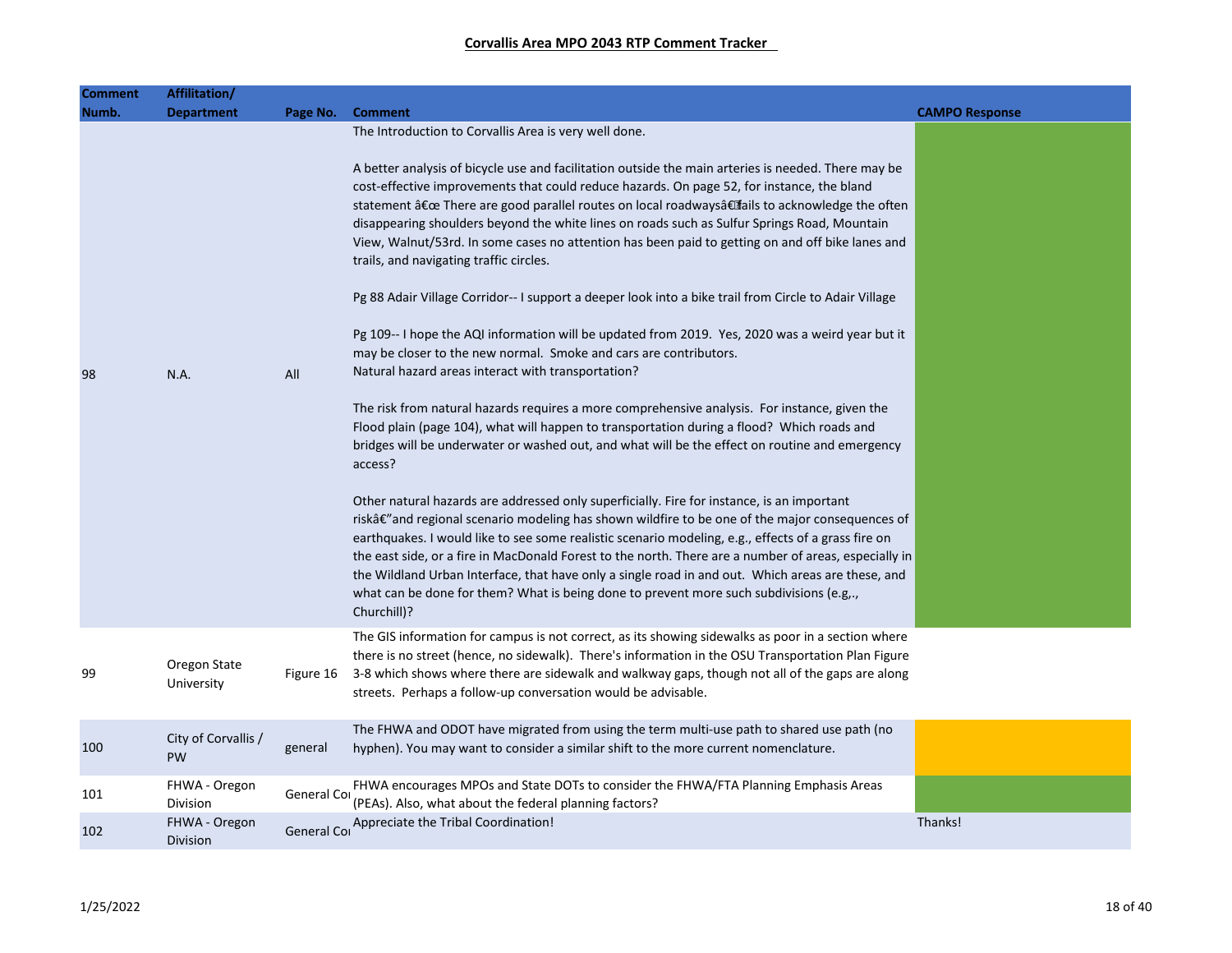**Corvallis Area MPO 2043 RTP Comment Tracker**

| Comment Numb. | Affilitation/ Department | Page No. | Comment | CAMPO Response |
|---|---|---|---|---|
| 98 | N.A. | All | The Introduction to Corvallis Area is very well done.<br><br>A better analysis of bicycle use and facilitation outside the main arteries is needed. There may be cost-effective improvements that could reduce hazards. On page 52, for instance, the bland statement â€œ There are good parallel routes on local roadwaysâ€ fails to acknowledge the often disappearing shoulders beyond the white lines on roads such as Sulfur Springs Road, Mountain View, Walnut/53rd. In some cases no attention has been paid to getting on and off bike lanes and trails, and navigating traffic circles.<br><br>Pg 88 Adair Village Corridor-- I support a deeper look into a bike trail from Circle to Adair Village<br><br>Pg 109-- I hope the AQI information will be updated from 2019. Yes, 2020 was a weird year but it may be closer to the new normal. Smoke and cars are contributors.<br>Natural hazard areas interact with transportation?<br><br>The risk from natural hazards requires a more comprehensive analysis. For instance, given the Flood plain (page 104), what will happen to transportation during a flood? Which roads and bridges will be underwater or washed out, and what will be the effect on routine and emergency access?<br><br>Other natural hazards are addressed only superficially. Fire for instance, is an important riskâ€"and regional scenario modeling has shown wildfire to be one of the major consequences of earthquakes. I would like to see some realistic scenario modeling, e.g., effects of a grass fire on the east side, or a fire in MacDonald Forest to the north. There are a number of areas, especially in the Wildland Urban Interface, that have only a single road in and out. Which areas are these, and what can be done for them? What is being done to prevent more such subdivisions (e.g,., Churchill)? | |
| 99 | Oregon State University | Figure 16 | The GIS information for campus is not correct, as its showing sidewalks as poor in a section where there is no street (hence, no sidewalk). There's information in the OSU Transportation Plan Figure 3-8 which shows where there are sidewalk and walkway gaps, though not all of the gaps are along streets. Perhaps a follow-up conversation would be advisable. | |
| 100 | City of Corvallis / PW | general | The FHWA and ODOT have migrated from using the term multi-use path to shared use path (no hyphen). You may want to consider a similar shift to the more current nomenclature. | |
| 101 | FHWA - Oregon Division | General Coi | FHWA encourages MPOs and State DOTs to consider the FHWA/FTA Planning Emphasis Areas (PEAs). Also, what about the federal planning factors? | |
| 102 | FHWA - Oregon Division | General Coi | Appreciate the Tribal Coordination! | Thanks! |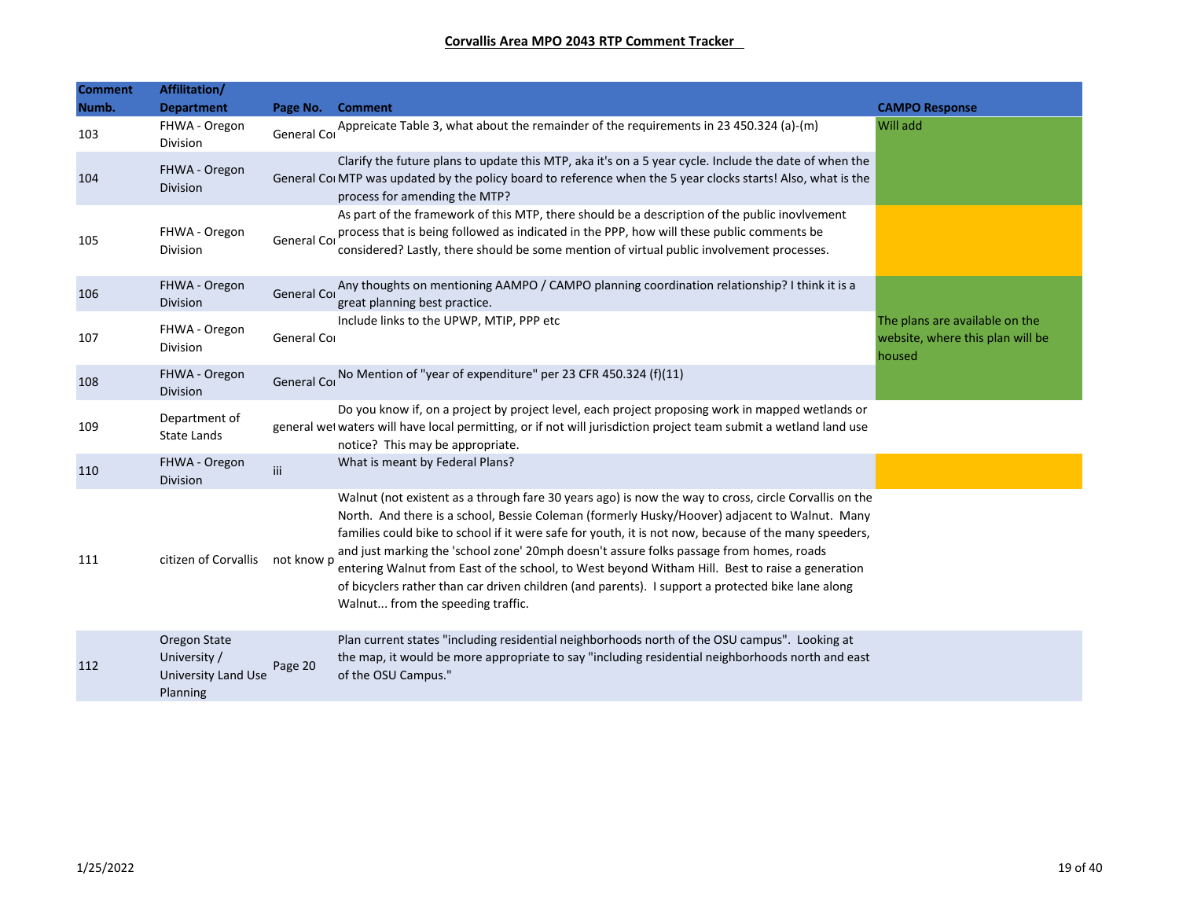**Corvallis Area MPO 2043 RTP Comment Tracker**

| Comment Numb. | Affilitation/ Department | Page No. | Comment | CAMPO Response |
|---|---|---|---|---|
| 103 | FHWA - Oregon Division | General Coı | Appreicate Table 3, what about the remainder of the requirements in 23 450.324 (a)-(m) | Will add |
| 104 | FHWA - Oregon Division | General Coı | Clarify the future plans to update this MTP, aka it's on a 5 year cycle. Include the date of when the MTP was updated by the policy board to reference when the 5 year clocks starts! Also, what is the process for amending the MTP? | |
| 105 | FHWA - Oregon Division | General Coı | As part of the framework of this MTP, there should be a description of the public inovlvement process that is being followed as indicated in the PPP, how will these public comments be considered? Lastly, there should be some mention of virtual public involvement processes. | |
| 106 | FHWA - Oregon Division | General Coı | Any thoughts on mentioning AAMPO / CAMPO planning coordination relationship? I think it is a great planning best practice. | |
| 107 | FHWA - Oregon Division | General Coı | Include links to the UPWP, MTIP, PPP etc | The plans are available on the website, where this plan will be housed |
| 108 | FHWA - Oregon Division | General Coı | No Mention of "year of expenditure" per 23 CFR 450.324 (f)(11) | |
| 109 | Department of State Lands | general wet | Do you know if, on a project by project level, each project proposing work in mapped wetlands or waters will have local permitting, or if not will jurisdiction project team submit a wetland land use notice? This may be appropriate. | |
| 110 | FHWA - Oregon Division | iii | What is meant by Federal Plans? | |
| 111 | citizen of Corvallis | not know p | Walnut (not existent as a through fare 30 years ago) is now the way to cross, circle Corvallis on the North. And there is a school, Bessie Coleman (formerly Husky/Hoover) adjacent to Walnut. Many families could bike to school if it were safe for youth, it is not now, because of the many speeders, and just marking the 'school zone' 20mph doesn't assure folks passage from homes, roads entering Walnut from East of the school, to West beyond Witham Hill. Best to raise a generation of bicyclers rather than car driven children (and parents). I support a protected bike lane along Walnut... from the speeding traffic. | |
| 112 | Oregon State University / University Land Use Planning | Page 20 | Plan current states "including residential neighborhoods north of the OSU campus". Looking at the map, it would be more appropriate to say "including residential neighborhoods north and east of the OSU Campus." | |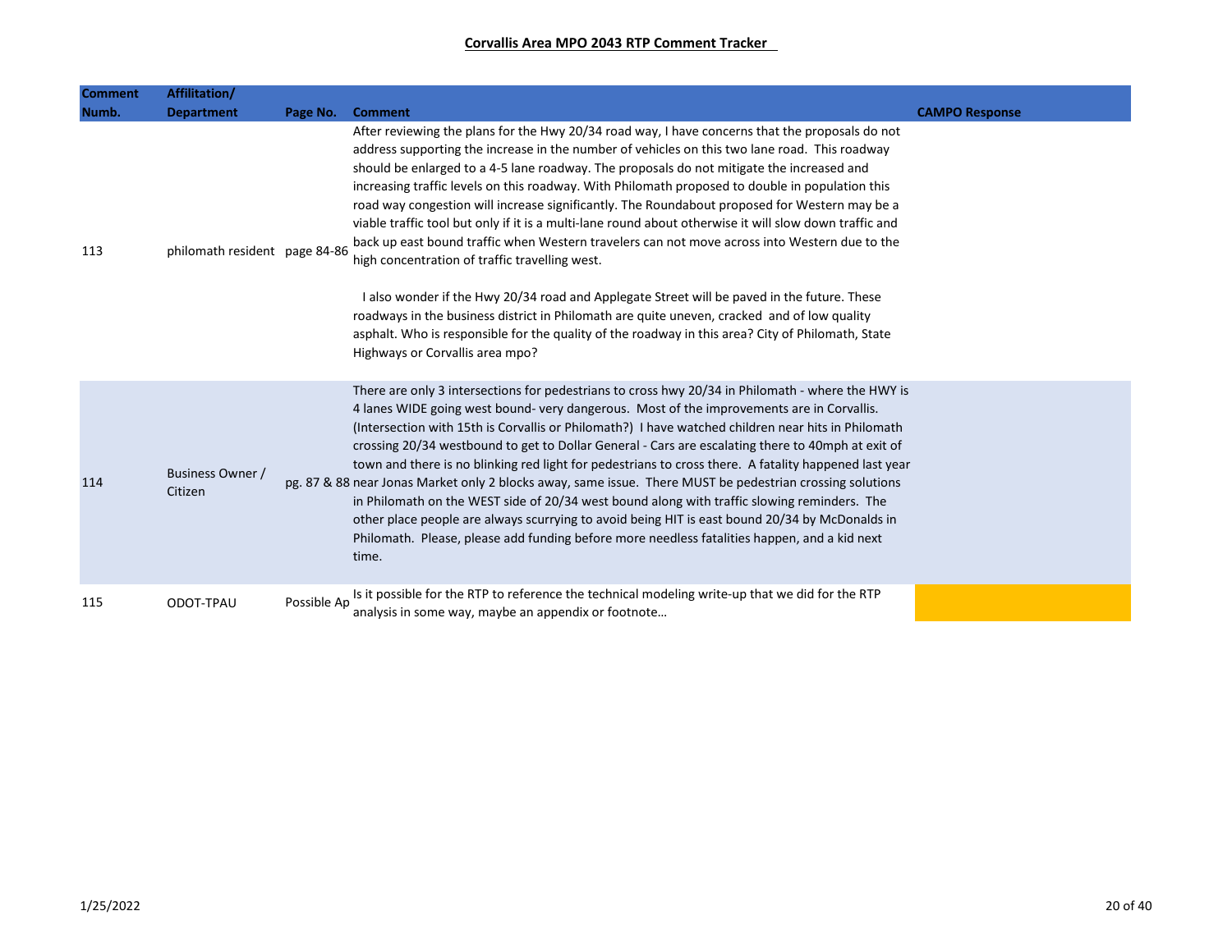**Corvallis Area MPO 2043 RTP Comment Tracker**

| Comment Numb. | Affilitation/ Department | Page No. | Comment | CAMPO Response |
|---|---|---|---|---|
| 113 | philomath resident | page 84-86 | After reviewing the plans for the Hwy 20/34 road way, I have concerns that the proposals do not address supporting the increase in the number of vehicles on this two lane road. This roadway should be enlarged to a 4-5 lane roadway. The proposals do not mitigate the increased and increasing traffic levels on this roadway. With Philomath proposed to double in population this road way congestion will increase significantly. The Roundabout proposed for Western may be a viable traffic tool but only if it is a multi-lane round about otherwise it will slow down traffic and back up east bound traffic when Western travelers can not move across into Western due to the high concentration of traffic travelling west.<br><br>I also wonder if the Hwy 20/34 road and Applegate Street will be paved in the future. These roadways in the business district in Philomath are quite uneven, cracked and of low quality asphalt. Who is responsible for the quality of the roadway in this area? City of Philomath, State Highways or Corvallis area mpo? | |
| 114 | Business Owner / Citizen | pg. 87 & 88 | There are only 3 intersections for pedestrians to cross hwy 20/34 in Philomath - where the HWY is 4 lanes WIDE going west bound- very dangerous. Most of the improvements are in Corvallis. (Intersection with 15th is Corvallis or Philomath?) I have watched children near hits in Philomath crossing 20/34 westbound to get to Dollar General - Cars are escalating there to 40mph at exit of town and there is no blinking red light for pedestrians to cross there. A fatality happened last year near Jonas Market only 2 blocks away, same issue. There MUST be pedestrian crossing solutions in Philomath on the WEST side of 20/34 west bound along with traffic slowing reminders. The other place people are always scurrying to avoid being HIT is east bound 20/34 by McDonalds in Philomath. Please, please add funding before more needless fatalities happen, and a kid next time. | |
| 115 | ODOT-TPAU | Possible Ap | Is it possible for the RTP to reference the technical modeling write-up that we did for the RTP analysis in some way, maybe an appendix or footnote… | |

1/25/2022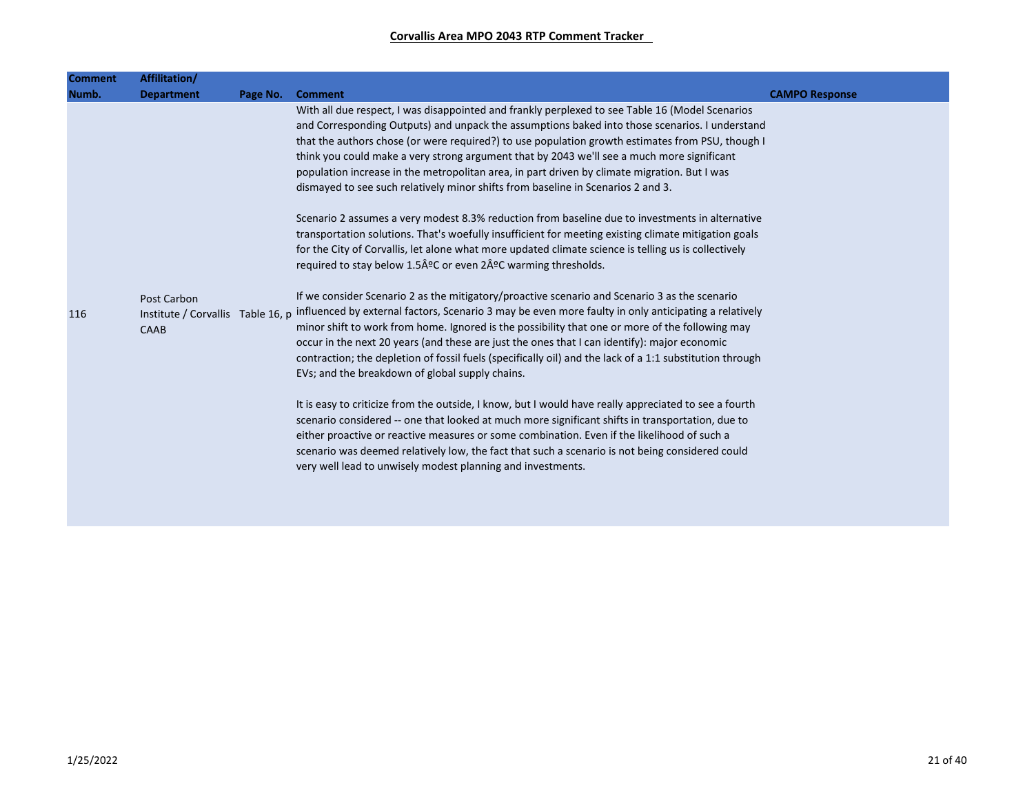**Corvallis Area MPO 2043 RTP Comment Tracker**

| Comment Numb. | Affilitation/ Department | Page No. | Comment | CAMPO Response |
|---|---|---|---|---|
| 116 | Post Carbon Institute / Corvallis CAAB | Table 16, p | With all due respect, I was disappointed and frankly perplexed to see Table 16 (Model Scenarios and Corresponding Outputs) and unpack the assumptions baked into those scenarios. I understand that the authors chose (or were required?) to use population growth estimates from PSU, though I think you could make a very strong argument that by 2043 we'll see a much more significant population increase in the metropolitan area, in part driven by climate migration. But I was dismayed to see such relatively minor shifts from baseline in Scenarios 2 and 3.<br><br>Scenario 2 assumes a very modest 8.3% reduction from baseline due to investments in alternative transportation solutions. That's woefully insufficient for meeting existing climate mitigation goals for the City of Corvallis, let alone what more updated climate science is telling us is collectively required to stay below 1.5ÂºC or even 2ÂºC warming thresholds.<br><br>If we consider Scenario 2 as the mitigatory/proactive scenario and Scenario 3 as the scenario influenced by external factors, Scenario 3 may be even more faulty in only anticipating a relatively minor shift to work from home. Ignored is the possibility that one or more of the following may occur in the next 20 years (and these are just the ones that I can identify): major economic contraction; the depletion of fossil fuels (specifically oil) and the lack of a 1:1 substitution through EVs; and the breakdown of global supply chains.<br><br>It is easy to criticize from the outside, I know, but I would have really appreciated to see a fourth scenario considered -- one that looked at much more significant shifts in transportation, due to either proactive or reactive measures or some combination. Even if the likelihood of such a scenario was deemed relatively low, the fact that such a scenario is not being considered could very well lead to unwisely modest planning and investments. | |

1/25/2022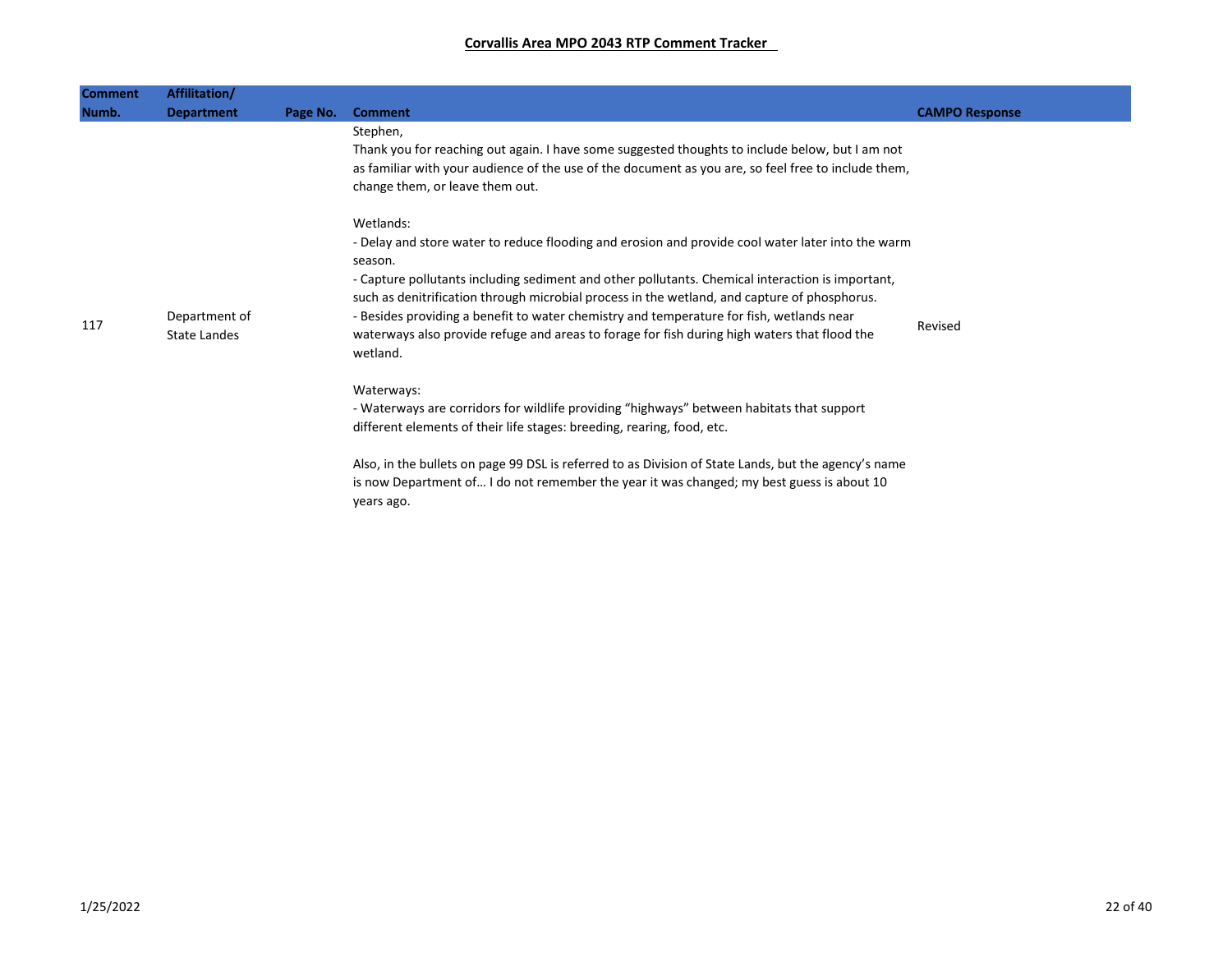**Corvallis Area MPO 2043 RTP Comment Tracker**

| Comment Numb. | Affilitation/ Department | Page No. | Comment | CAMPO Response |
|---|---|---|---|---|
| 117 | Department of State Landes | | Stephen,<br>Thank you for reaching out again. I have some suggested thoughts to include below, but I am not as familiar with your audience of the use of the document as you are, so feel free to include them, change them, or leave them out.<br><br>Wetlands:<br>- Delay and store water to reduce flooding and erosion and provide cool water later into the warm season.<br>- Capture pollutants including sediment and other pollutants. Chemical interaction is important, such as denitrification through microbial process in the wetland, and capture of phosphorus.<br>- Besides providing a benefit to water chemistry and temperature for fish, wetlands near waterways also provide refuge and areas to forage for fish during high waters that flood the wetland.<br><br>Waterways:<br>- Waterways are corridors for wildlife providing "highways" between habitats that support different elements of their life stages: breeding, rearing, food, etc.<br><br>Also, in the bullets on page 99 DSL is referred to as Division of State Lands, but the agency's name is now Department of… I do not remember the year it was changed; my best guess is about 10 years ago. | Revised |

1/25/2022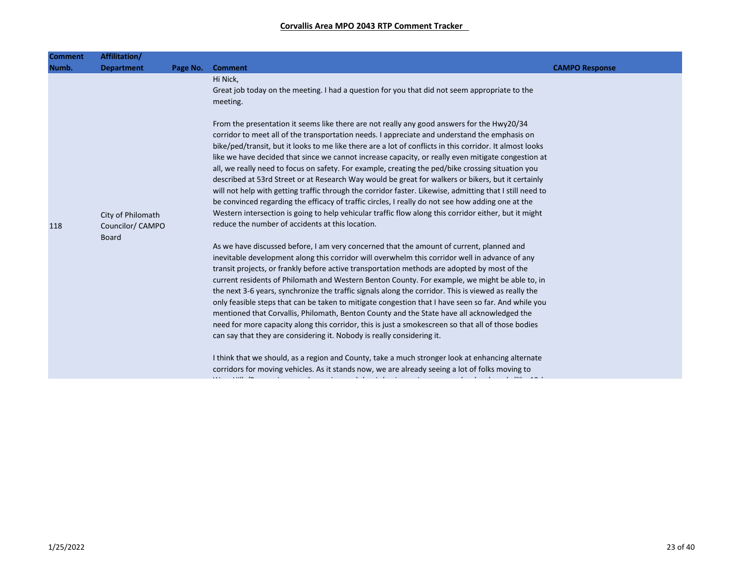**Corvallis Area MPO 2043 RTP Comment Tracker**

| Comment Numb. | Affilitation/ Department | Page No. | Comment | CAMPO Response |
|---|---|---|---|---|
| 118 | City of Philomath Councilor/ CAMPO Board | | Hi Nick,<br>Great job today on the meeting. I had a question for you that did not seem appropriate to the meeting.<br><br>From the presentation it seems like there are not really any good answers for the Hwy20/34 corridor to meet all of the transportation needs. I appreciate and understand the emphasis on bike/ped/transit, but it looks to me like there are a lot of conflicts in this corridor. It almost looks like we have decided that since we cannot increase capacity, or really even mitigate congestion at all, we really need to focus on safety. For example, creating the ped/bike crossing situation you described at 53rd Street or at Research Way would be great for walkers or bikers, but it certainly will not help with getting traffic through the corridor faster. Likewise, admitting that I still need to be convinced regarding the efficacy of traffic circles, I really do not see how adding one at the Western intersection is going to help vehicular traffic flow along this corridor either, but it might reduce the number of accidents at this location.<br><br>As we have discussed before, I am very concerned that the amount of current, planned and inevitable development along this corridor will overwhelm this corridor well in advance of any transit projects, or frankly before active transportation methods are adopted by most of the current residents of Philomath and Western Benton County. For example, we might be able to, in the next 3-6 years, synchronize the traffic signals along the corridor. This is viewed as really the only feasible steps that can be taken to mitigate congestion that I have seen so far. And while you mentioned that Corvallis, Philomath, Benton County and the State have all acknowledged the need for more capacity along this corridor, this is just a smokescreen so that all of those bodies can say that they are considering it. Nobody is really considering it.<br><br>I think that we should, as a region and County, take a much stronger look at enhancing alternate corridors for moving vehicles. As it stands now, we are already seeing a lot of folks moving to | |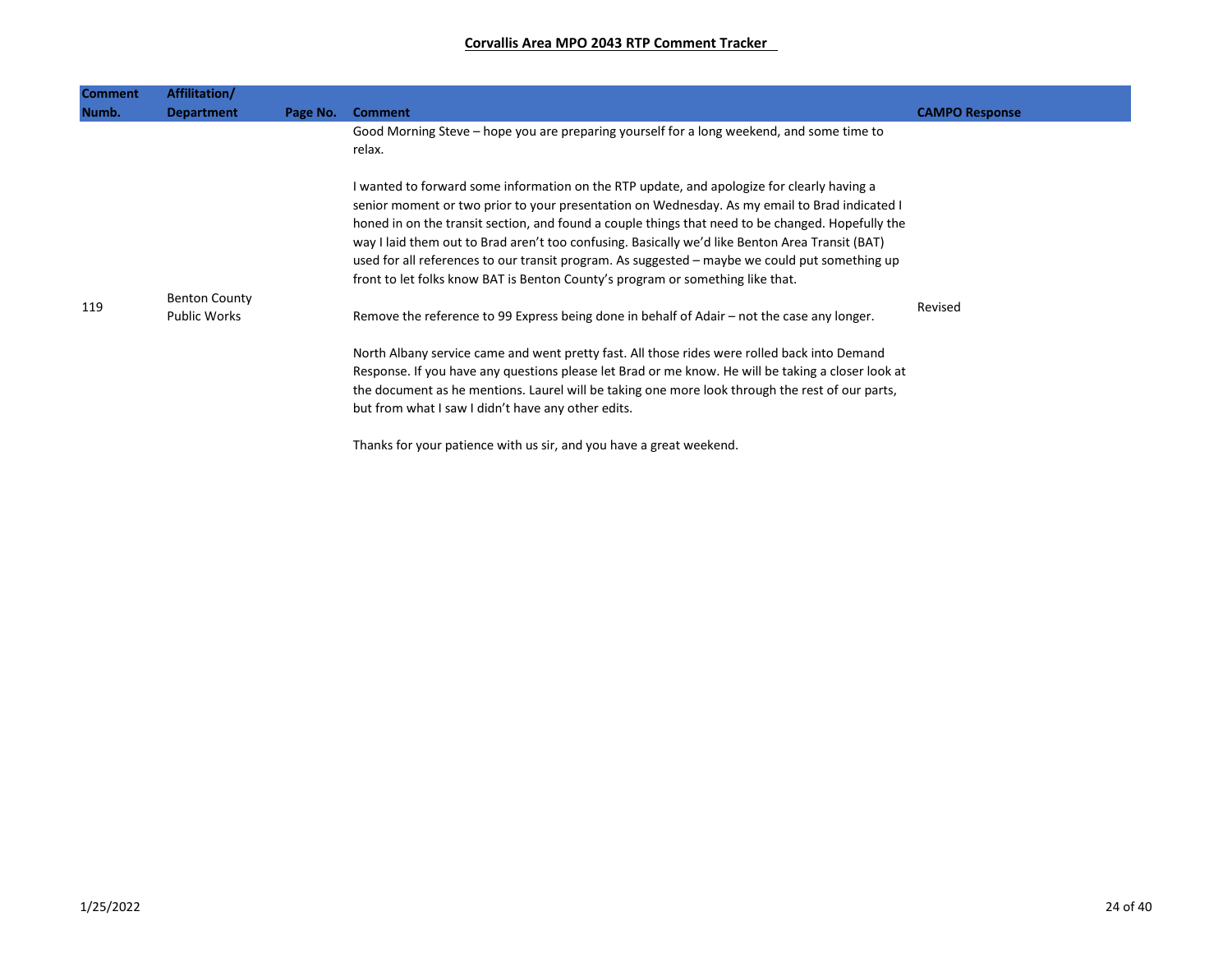**Corvallis Area MPO 2043 RTP Comment Tracker**

| Comment Numb. | Affilitation/ Department | Page No. | Comment | CAMPO Response |
|---|---|---|---|---|
| 119 | Benton County Public Works | | Good Morning Steve – hope you are preparing yourself for a long weekend, and some time to relax.<br><br>I wanted to forward some information on the RTP update, and apologize for clearly having a senior moment or two prior to your presentation on Wednesday. As my email to Brad indicated I honed in on the transit section, and found a couple things that need to be changed. Hopefully the way I laid them out to Brad aren't too confusing. Basically we'd like Benton Area Transit (BAT) used for all references to our transit program. As suggested – maybe we could put something up front to let folks know BAT is Benton County's program or something like that.<br><br>Remove the reference to 99 Express being done in behalf of Adair – not the case any longer.<br><br>North Albany service came and went pretty fast. All those rides were rolled back into Demand Response. If you have any questions please let Brad or me know. He will be taking a closer look at the document as he mentions. Laurel will be taking one more look through the rest of our parts, but from what I saw I didn't have any other edits.<br><br>Thanks for your patience with us sir, and you have a great weekend. | Revised |

1/25/2022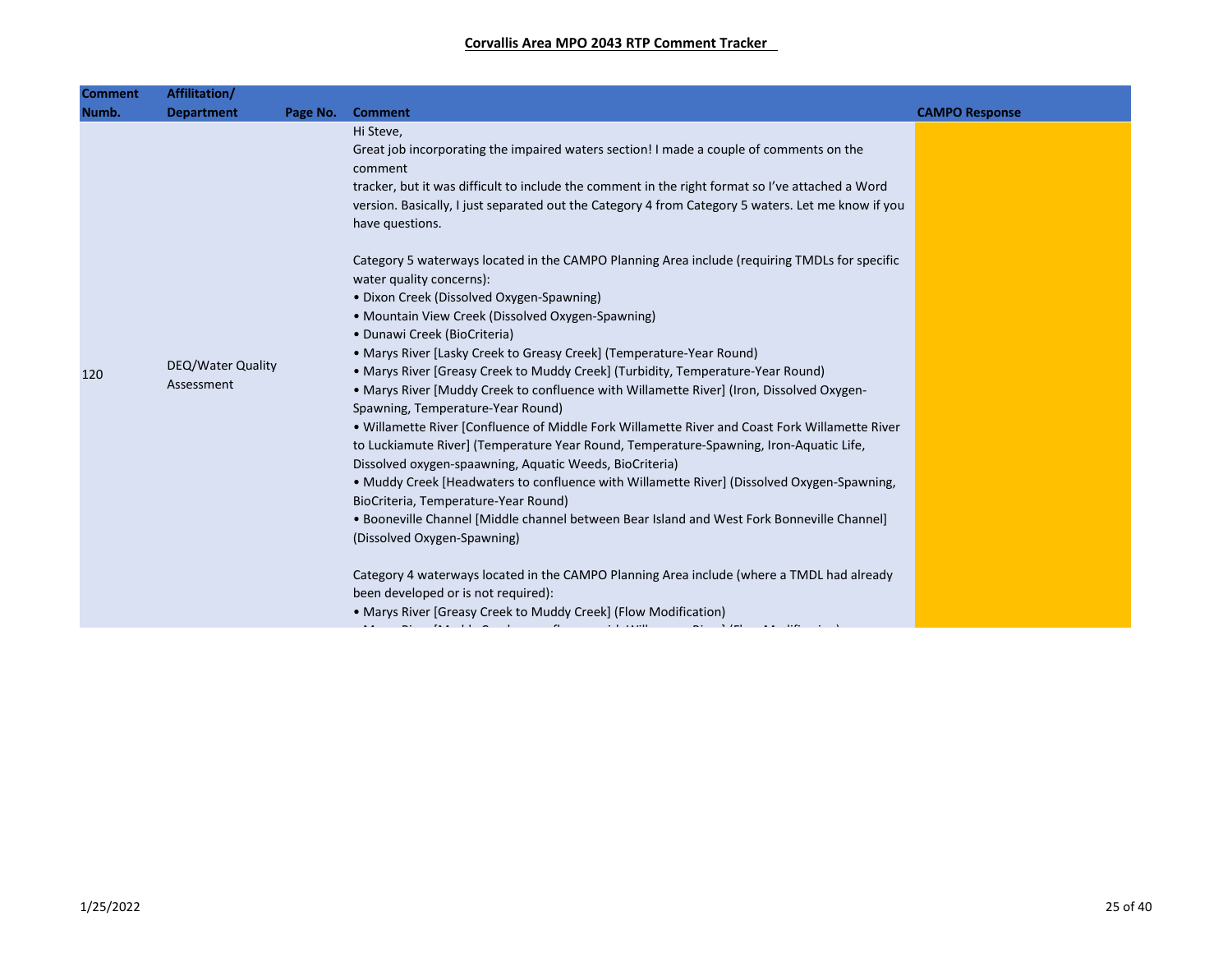**Corvallis Area MPO 2043 RTP Comment Tracker**

| Comment Numb. | Affilitation/ Department | Page No. | Comment | CAMPO Response |
|---|---|---|---|---|
| 120 | DEQ/Water Quality Assessment | | Hi Steve,<br>Great job incorporating the impaired waters section! I made a couple of comments on the comment<br>tracker, but it was difficult to include the comment in the right format so I've attached a Word version. Basically, I just separated out the Category 4 from Category 5 waters. Let me know if you have questions.<br><br>Category 5 waterways located in the CAMPO Planning Area include (requiring TMDLs for specific water quality concerns):<br>• Dixon Creek (Dissolved Oxygen-Spawning)<br>• Mountain View Creek (Dissolved Oxygen-Spawning)<br>• Dunawi Creek (BioCriteria)<br>• Marys River [Lasky Creek to Greasy Creek] (Temperature-Year Round)<br>• Marys River [Greasy Creek to Muddy Creek] (Turbidity, Temperature-Year Round)<br>• Marys River [Muddy Creek to confluence with Willamette River] (Iron, Dissolved Oxygen-Spawning, Temperature-Year Round)<br>• Willamette River [Confluence of Middle Fork Willamette River and Coast Fork Willamette River to Luckiamute River] (Temperature Year Round, Temperature-Spawning, Iron-Aquatic Life, Dissolved oxygen-spaawning, Aquatic Weeds, BioCriteria)<br>• Muddy Creek [Headwaters to confluence with Willamette River] (Dissolved Oxygen-Spawning, BioCriteria, Temperature-Year Round)<br>• Booneville Channel [Middle channel between Bear Island and West Fork Bonneville Channel] (Dissolved Oxygen-Spawning)<br><br>Category 4 waterways located in the CAMPO Planning Area include (where a TMDL had already been developed or is not required):<br>• Marys River [Greasy Creek to Muddy Creek] (Flow Modification) | |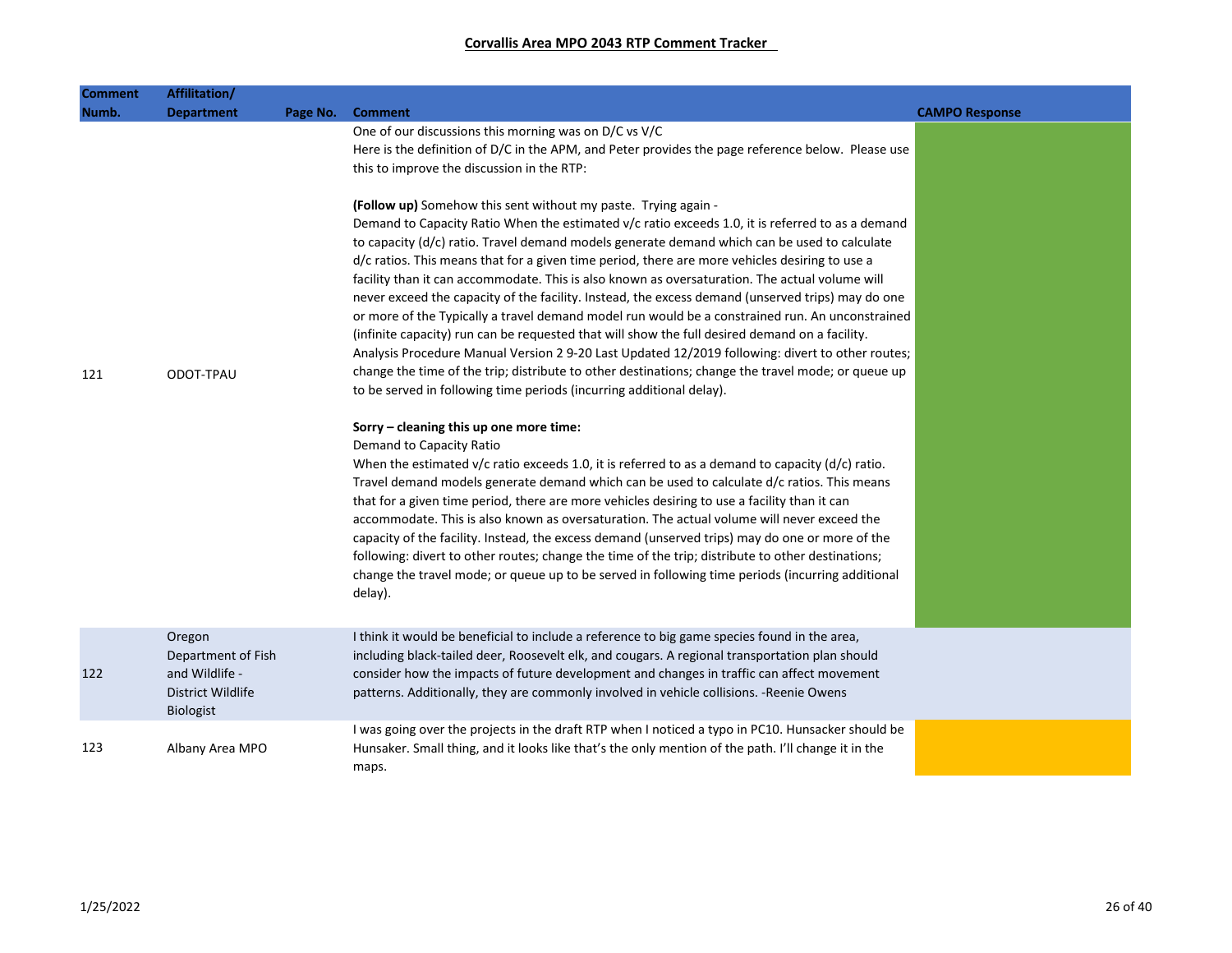**Corvallis Area MPO 2043 RTP Comment Tracker**

| Comment Numb. | Affiliation/ Department | Page No. | Comment | CAMPO Response |
|---|---|---|---|---|
| 121 | ODOT-TPAU | | One of our discussions this morning was on D/C vs V/C<br>Here is the definition of D/C in the APM, and Peter provides the page reference below. Please use this to improve the discussion in the RTP:<br><br>**(Follow up)** Somehow this sent without my paste. Trying again -<br>Demand to Capacity Ratio When the estimated v/c ratio exceeds 1.0, it is referred to as a demand to capacity (d/c) ratio. Travel demand models generate demand which can be used to calculate d/c ratios. This means that for a given time period, there are more vehicles desiring to use a facility than it can accommodate. This is also known as oversaturation. The actual volume will never exceed the capacity of the facility. Instead, the excess demand (unserved trips) may do one or more of the Typically a travel demand model run would be a constrained run. An unconstrained (infinite capacity) run can be requested that will show the full desired demand on a facility. Analysis Procedure Manual Version 2 9-20 Last Updated 12/2019 following: divert to other routes; change the time of the trip; distribute to other destinations; change the travel mode; or queue up to be served in following time periods (incurring additional delay).<br><br>**Sorry – cleaning this up one more time:**<br>Demand to Capacity Ratio<br>When the estimated v/c ratio exceeds 1.0, it is referred to as a demand to capacity (d/c) ratio. Travel demand models generate demand which can be used to calculate d/c ratios. This means that for a given time period, there are more vehicles desiring to use a facility than it can accommodate. This is also known as oversaturation. The actual volume will never exceed the capacity of the facility. Instead, the excess demand (unserved trips) may do one or more of the following: divert to other routes; change the time of the trip; distribute to other destinations; change the travel mode; or queue up to be served in following time periods (incurring additional delay). | |
| 122 | Oregon Department of Fish and Wildlife - District Wildlife Biologist | | I think it would be beneficial to include a reference to big game species found in the area, including black-tailed deer, Roosevelt elk, and cougars. A regional transportation plan should consider how the impacts of future development and changes in traffic can affect movement patterns. Additionally, they are commonly involved in vehicle collisions. -Reenie Owens | |
| 123 | Albany Area MPO | | I was going over the projects in the draft RTP when I noticed a typo in PC10. Hunsacker should be Hunsaker. Small thing, and it looks like that's the only mention of the path. I'll change it in the maps. | |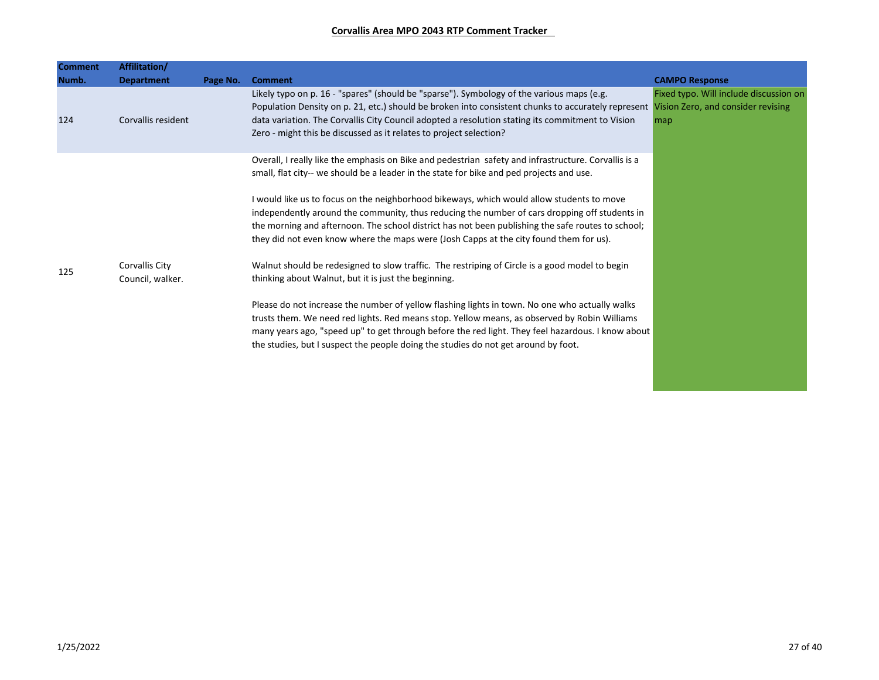**Corvallis Area MPO 2043 RTP Comment Tracker**

| Comment Numb. | Affilitation/ Department | Page No. | Comment | CAMPO Response |
|---|---|---|---|---|
| 124 | Corvallis resident | | Likely typo on p. 16 - "spares" (should be "sparse"). Symbology of the various maps (e.g. Population Density on p. 21, etc.) should be broken into consistent chunks to accurately represent data variation. The Corvallis City Council adopted a resolution stating its commitment to Vision Zero - might this be discussed as it relates to project selection? | Fixed typo. Will include discussion on Vision Zero, and consider revising map |
| 125 | Corvallis City Council, walker. | | Overall, I really like the emphasis on Bike and pedestrian safety and infrastructure. Corvallis is a small, flat city-- we should be a leader in the state for bike and ped projects and use.<br><br>I would like us to focus on the neighborhood bikeways, which would allow students to move independently around the community, thus reducing the number of cars dropping off students in the morning and afternoon. The school district has not been publishing the safe routes to school; they did not even know where the maps were (Josh Capps at the city found them for us).<br><br>Walnut should be redesigned to slow traffic. The restriping of Circle is a good model to begin thinking about Walnut, but it is just the beginning.<br><br>Please do not increase the number of yellow flashing lights in town. No one who actually walks trusts them. We need red lights. Red means stop. Yellow means, as observed by Robin Williams many years ago, "speed up" to get through before the red light. They feel hazardous. I know about the studies, but I suspect the people doing the studies do not get around by foot. | |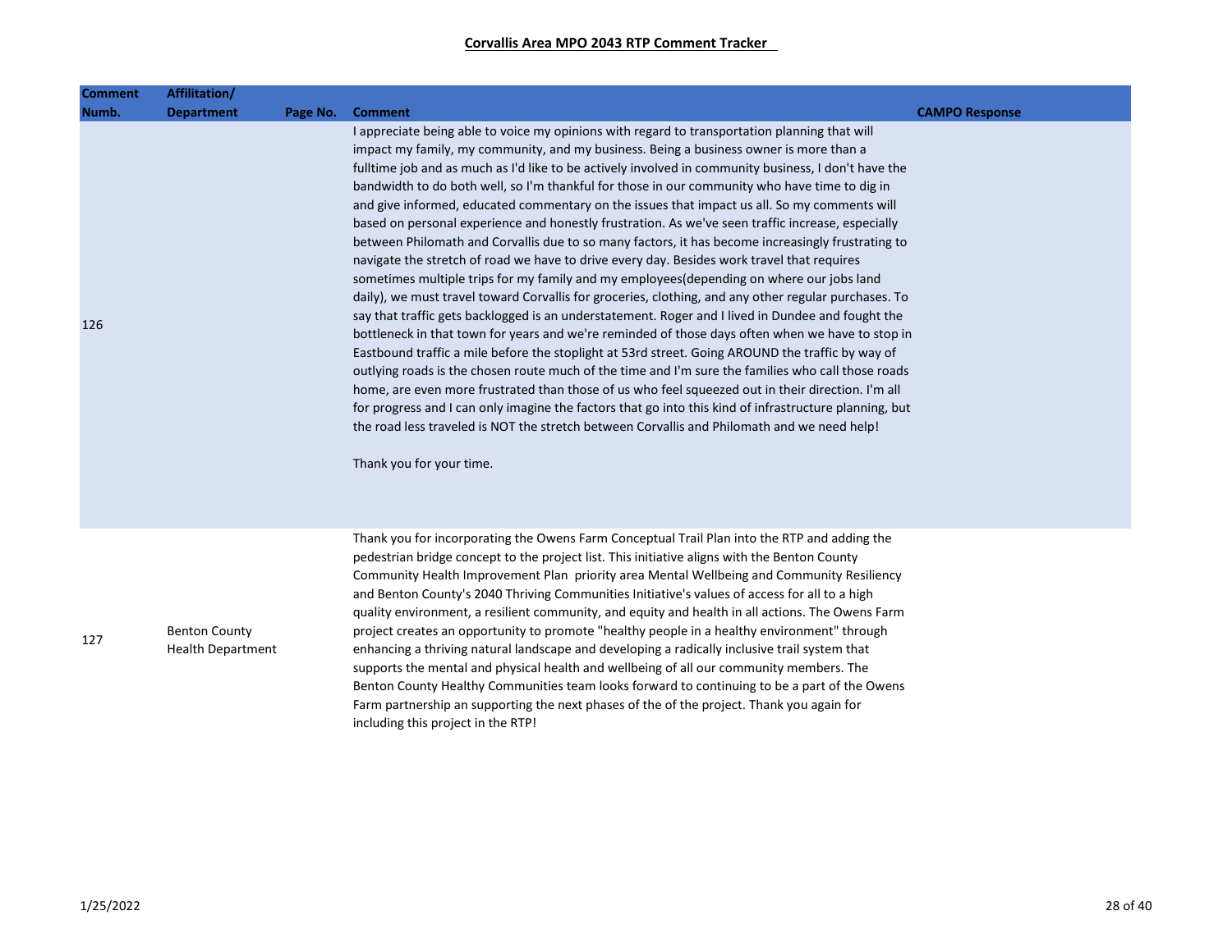**Corvallis Area MPO 2043 RTP Comment Tracker**

| Comment Numb. | Affilitation/ Department | Page No. | Comment | CAMPO Response |
|---|---|---|---|---|
| 126 | | | I appreciate being able to voice my opinions with regard to transportation planning that will impact my family, my community, and my business. Being a business owner is more than a fulltime job and as much as I'd like to be actively involved in community business, I don't have the bandwidth to do both well, so I'm thankful for those in our community who have time to dig in and give informed, educated commentary on the issues that impact us all. So my comments will based on personal experience and honestly frustration. As we've seen traffic increase, especially between Philomath and Corvallis due to so many factors, it has become increasingly frustrating to navigate the stretch of road we have to drive every day. Besides work travel that requires sometimes multiple trips for my family and my employees(depending on where our jobs land daily), we must travel toward Corvallis for groceries, clothing, and any other regular purchases. To say that traffic gets backlogged is an understatement. Roger and I lived in Dundee and fought the bottleneck in that town for years and we're reminded of those days often when we have to stop in Eastbound traffic a mile before the stoplight at 53rd street. Going AROUND the traffic by way of outlying roads is the chosen route much of the time and I'm sure the families who call those roads home, are even more frustrated than those of us who feel squeezed out in their direction. I'm all for progress and I can only imagine the factors that go into this kind of infrastructure planning, but the road less traveled is NOT the stretch between Corvallis and Philomath and we need help!<br><br>Thank you for your time. | |
| 127 | Benton County Health Department | | Thank you for incorporating the Owens Farm Conceptual Trail Plan into the RTP and adding the pedestrian bridge concept to the project list. This initiative aligns with the Benton County Community Health Improvement Plan priority area Mental Wellbeing and Community Resiliency and Benton County's 2040 Thriving Communities Initiative's values of access for all to a high quality environment, a resilient community, and equity and health in all actions. The Owens Farm project creates an opportunity to promote "healthy people in a healthy environment" through enhancing a thriving natural landscape and developing a radically inclusive trail system that supports the mental and physical health and wellbeing of all our community members. The Benton County Healthy Communities team looks forward to continuing to be a part of the Owens Farm partnership an supporting the next phases of the of the project. Thank you again for including this project in the RTP! | |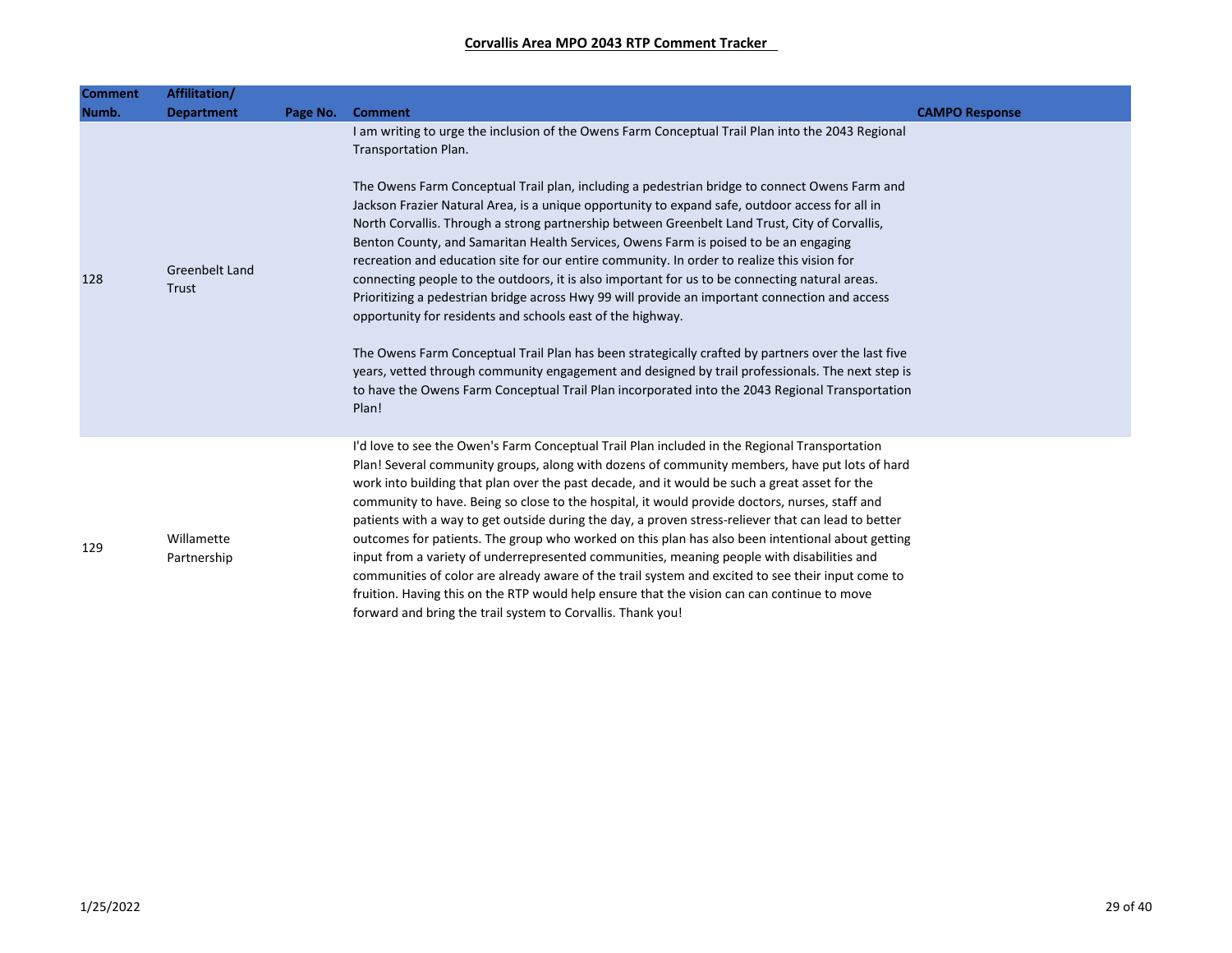**Corvallis Area MPO 2043 RTP Comment Tracker**

| Comment Numb. | Affilitation/ Department | Page No. | Comment | CAMPO Response |
|---|---|---|---|---|
| 128 | Greenbelt Land Trust | | I am writing to urge the inclusion of the Owens Farm Conceptual Trail Plan into the 2043 Regional Transportation Plan.<br><br>The Owens Farm Conceptual Trail plan, including a pedestrian bridge to connect Owens Farm and Jackson Frazier Natural Area, is a unique opportunity to expand safe, outdoor access for all in North Corvallis. Through a strong partnership between Greenbelt Land Trust, City of Corvallis, Benton County, and Samaritan Health Services, Owens Farm is poised to be an engaging recreation and education site for our entire community. In order to realize this vision for connecting people to the outdoors, it is also important for us to be connecting natural areas. Prioritizing a pedestrian bridge across Hwy 99 will provide an important connection and access opportunity for residents and schools east of the highway.<br><br>The Owens Farm Conceptual Trail Plan has been strategically crafted by partners over the last five years, vetted through community engagement and designed by trail professionals. The next step is to have the Owens Farm Conceptual Trail Plan incorporated into the 2043 Regional Transportation Plan! | |
| 129 | Willamette Partnership | | I'd love to see the Owen's Farm Conceptual Trail Plan included in the Regional Transportation Plan! Several community groups, along with dozens of community members, have put lots of hard work into building that plan over the past decade, and it would be such a great asset for the community to have. Being so close to the hospital, it would provide doctors, nurses, staff and patients with a way to get outside during the day, a proven stress-reliever that can lead to better outcomes for patients. The group who worked on this plan has also been intentional about getting input from a variety of underrepresented communities, meaning people with disabilities and communities of color are already aware of the trail system and excited to see their input come to fruition. Having this on the RTP would help ensure that the vision can can continue to move forward and bring the trail system to Corvallis. Thank you! | |

1/25/2022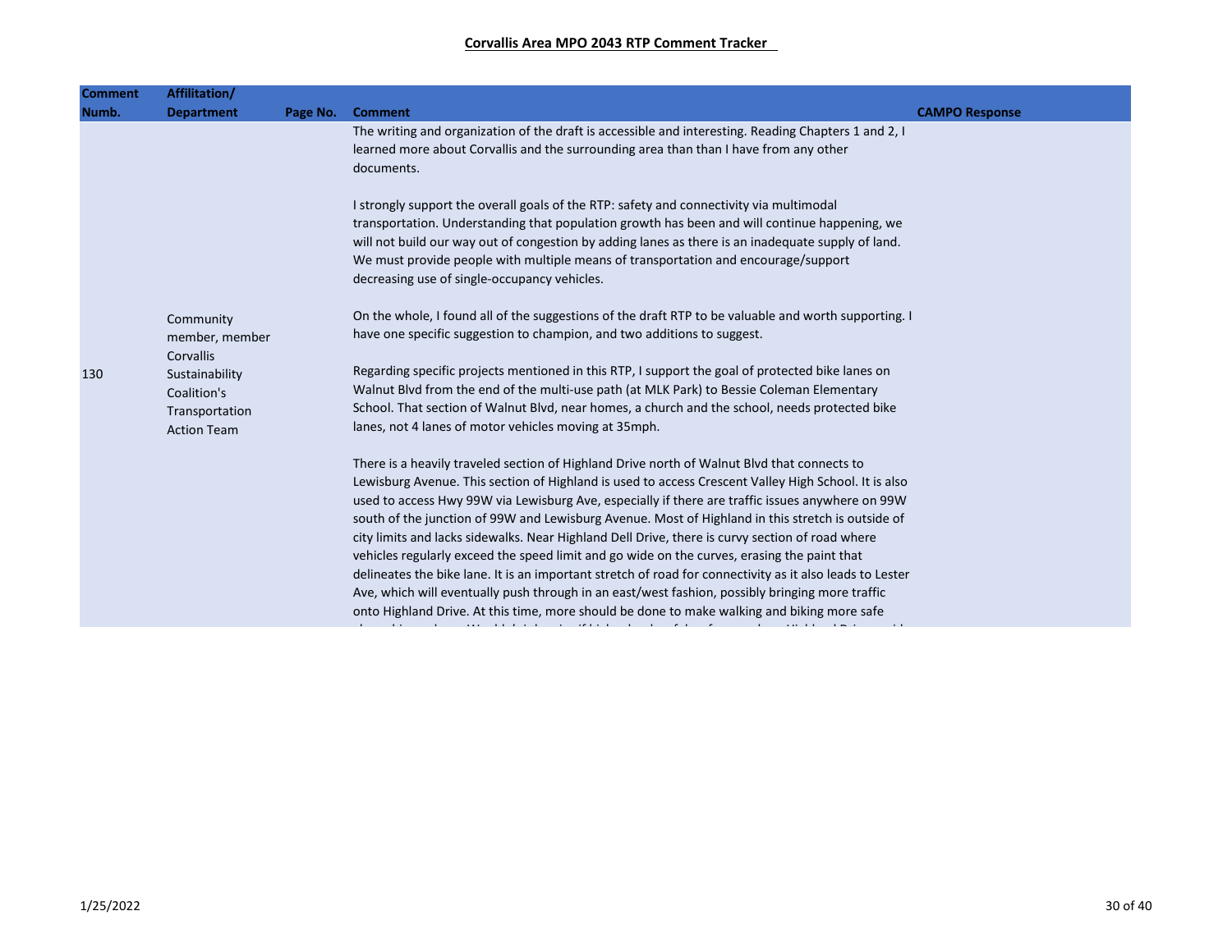**Corvallis Area MPO 2043 RTP Comment Tracker**

| Comment Numb. | Affilitation/ Department | Page No. | Comment | CAMPO Response |
|---|---|---|---|---|
| 130 | Community member, member Corvallis Sustainability Coalition's Transportation Action Team | | The writing and organization of the draft is accessible and interesting. Reading Chapters 1 and 2, I learned more about Corvallis and the surrounding area than than I have from any other documents.<br><br>I strongly support the overall goals of the RTP: safety and connectivity via multimodal transportation. Understanding that population growth has been and will continue happening, we will not build our way out of congestion by adding lanes as there is an inadequate supply of land. We must provide people with multiple means of transportation and encourage/support decreasing use of single-occupancy vehicles.<br><br>On the whole, I found all of the suggestions of the draft RTP to be valuable and worth supporting. I have one specific suggestion to champion, and two additions to suggest.<br><br>Regarding specific projects mentioned in this RTP, I support the goal of protected bike lanes on Walnut Blvd from the end of the multi-use path (at MLK Park) to Bessie Coleman Elementary School. That section of Walnut Blvd, near homes, a church and the school, needs protected bike lanes, not 4 lanes of motor vehicles moving at 35mph.<br><br>There is a heavily traveled section of Highland Drive north of Walnut Blvd that connects to Lewisburg Avenue. This section of Highland is used to access Crescent Valley High School. It is also used to access Hwy 99W via Lewisburg Ave, especially if there are traffic issues anywhere on 99W south of the junction of 99W and Lewisburg Avenue. Most of Highland in this stretch is outside of city limits and lacks sidewalks. Near Highland Dell Drive, there is curvy section of road where vehicles regularly exceed the speed limit and go wide on the curves, erasing the paint that delineates the bike lane. It is an important stretch of road for connectivity as it also leads to Lester Ave, which will eventually push through in an east/west fashion, possibly bringing more traffic onto Highland Drive. At this time, more should be done to make walking and biking more safe | |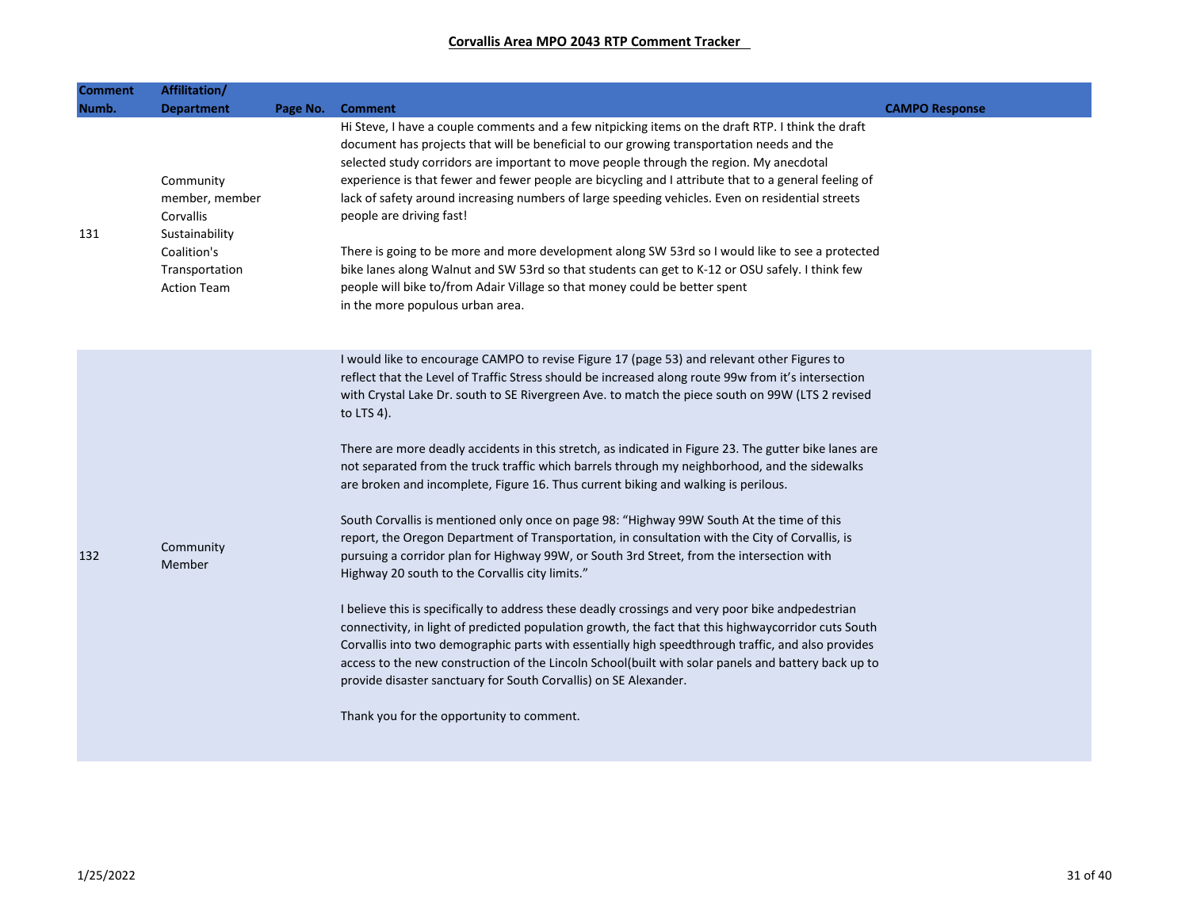**Corvallis Area MPO 2043 RTP Comment Tracker**

| Comment Numb. | Affilitation/ Department | Page No. | Comment | CAMPO Response |
|---|---|---|---|---|
| 131 | Community member, member Corvallis Sustainability Coalition's Transportation Action Team | | Hi Steve, I have a couple comments and a few nitpicking items on the draft RTP. I think the draft document has projects that will be beneficial to our growing transportation needs and the selected study corridors are important to move people through the region. My anecdotal experience is that fewer and fewer people are bicycling and I attribute that to a general feeling of lack of safety around increasing numbers of large speeding vehicles. Even on residential streets people are driving fast!<br><br>There is going to be more and more development along SW 53rd so I would like to see a protected bike lanes along Walnut and SW 53rd so that students can get to K-12 or OSU safely. I think few people will bike to/from Adair Village so that money could be better spent in the more populous urban area. | |
| 132 | Community Member | | I would like to encourage CAMPO to revise Figure 17 (page 53) and relevant other Figures to reflect that the Level of Traffic Stress should be increased along route 99w from it's intersection with Crystal Lake Dr. south to SE Rivergreen Ave. to match the piece south on 99W (LTS 2 revised to LTS 4).<br><br>There are more deadly accidents in this stretch, as indicated in Figure 23. The gutter bike lanes are not separated from the truck traffic which barrels through my neighborhood, and the sidewalks are broken and incomplete, Figure 16. Thus current biking and walking is perilous.<br><br>South Corvallis is mentioned only once on page 98: "Highway 99W South At the time of this report, the Oregon Department of Transportation, in consultation with the City of Corvallis, is pursuing a corridor plan for Highway 99W, or South 3rd Street, from the intersection with Highway 20 south to the Corvallis city limits."<br><br>I believe this is specifically to address these deadly crossings and very poor bike andpedestrian connectivity, in light of predicted population growth, the fact that this highwaycorridor cuts South Corvallis into two demographic parts with essentially high speedthrough traffic, and also provides access to the new construction of the Lincoln School(built with solar panels and battery back up to provide disaster sanctuary for South Corvallis) on SE Alexander.<br><br>Thank you for the opportunity to comment. | |

1/25/2022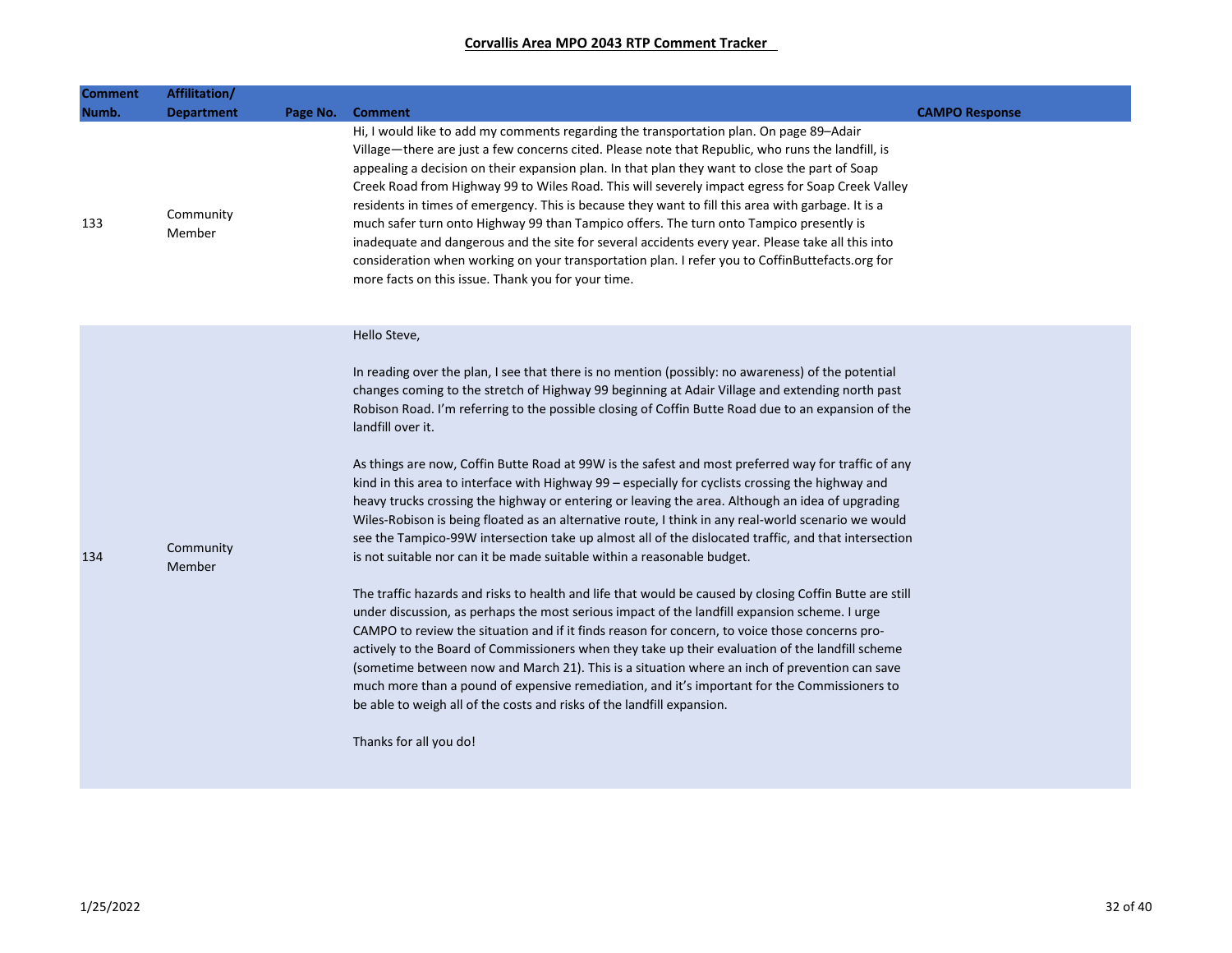**Corvallis Area MPO 2043 RTP Comment Tracker**

| Comment Numb. | Affilitation/ Department | Page No. | Comment | CAMPO Response |
|---|---|---|---|---|
| 133 | Community Member | | Hi, I would like to add my comments regarding the transportation plan. On page 89–Adair Village—there are just a few concerns cited. Please note that Republic, who runs the landfill, is appealing a decision on their expansion plan. In that plan they want to close the part of Soap Creek Road from Highway 99 to Wiles Road. This will severely impact egress for Soap Creek Valley residents in times of emergency. This is because they want to fill this area with garbage. It is a much safer turn onto Highway 99 than Tampico offers. The turn onto Tampico presently is inadequate and dangerous and the site for several accidents every year. Please take all this into consideration when working on your transportation plan. I refer you to CoffinButtefacts.org for more facts on this issue. Thank you for your time. | |
| 134 | Community Member | | Hello Steve,<br><br>In reading over the plan, I see that there is no mention (possibly: no awareness) of the potential changes coming to the stretch of Highway 99 beginning at Adair Village and extending north past Robison Road. I'm referring to the possible closing of Coffin Butte Road due to an expansion of the landfill over it.<br><br>As things are now, Coffin Butte Road at 99W is the safest and most preferred way for traffic of any kind in this area to interface with Highway 99 – especially for cyclists crossing the highway and heavy trucks crossing the highway or entering or leaving the area. Although an idea of upgrading Wiles-Robison is being floated as an alternative route, I think in any real-world scenario we would see the Tampico-99W intersection take up almost all of the dislocated traffic, and that intersection is not suitable nor can it be made suitable within a reasonable budget.<br><br>The traffic hazards and risks to health and life that would be caused by closing Coffin Butte are still under discussion, as perhaps the most serious impact of the landfill expansion scheme. I urge CAMPO to review the situation and if it finds reason for concern, to voice those concerns pro-actively to the Board of Commissioners when they take up their evaluation of the landfill scheme (sometime between now and March 21). This is a situation where an inch of prevention can save much more than a pound of expensive remediation, and it's important for the Commissioners to be able to weigh all of the costs and risks of the landfill expansion.<br><br>Thanks for all you do! | |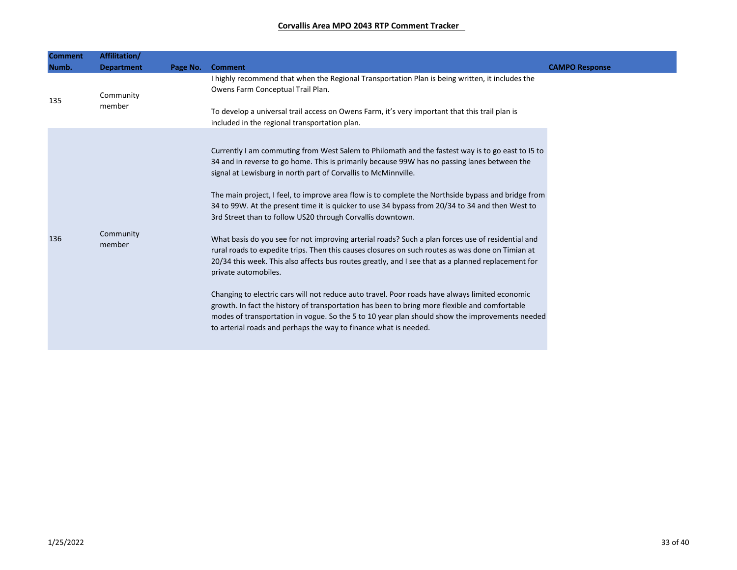**Corvallis Area MPO 2043 RTP Comment Tracker**

| Comment Numb. | Affilitation/ Department | Page No. | Comment | CAMPO Response |
|---|---|---|---|---|
| 135 | Community member | | I highly recommend that when the Regional Transportation Plan is being written, it includes the Owens Farm Conceptual Trail Plan.<br><br>To develop a universal trail access on Owens Farm, it's very important that this trail plan is included in the regional transportation plan. | |
| 136 | Community member | | Currently I am commuting from West Salem to Philomath and the fastest way is to go east to I5 to 34 and in reverse to go home. This is primarily because 99W has no passing lanes between the signal at Lewisburg in north part of Corvallis to McMinnville.<br><br>The main project, I feel, to improve area flow is to complete the Northside bypass and bridge from 34 to 99W. At the present time it is quicker to use 34 bypass from 20/34 to 34 and then West to 3rd Street than to follow US20 through Corvallis downtown.<br><br>What basis do you see for not improving arterial roads? Such a plan forces use of residential and rural roads to expedite trips. Then this causes closures on such routes as was done on Timian at 20/34 this week. This also affects bus routes greatly, and I see that as a planned replacement for private automobiles.<br><br>Changing to electric cars will not reduce auto travel. Poor roads have always limited economic growth. In fact the history of transportation has been to bring more flexible and comfortable modes of transportation in vogue. So the 5 to 10 year plan should show the improvements needed to arterial roads and perhaps the way to finance what is needed. | |

1/25/2022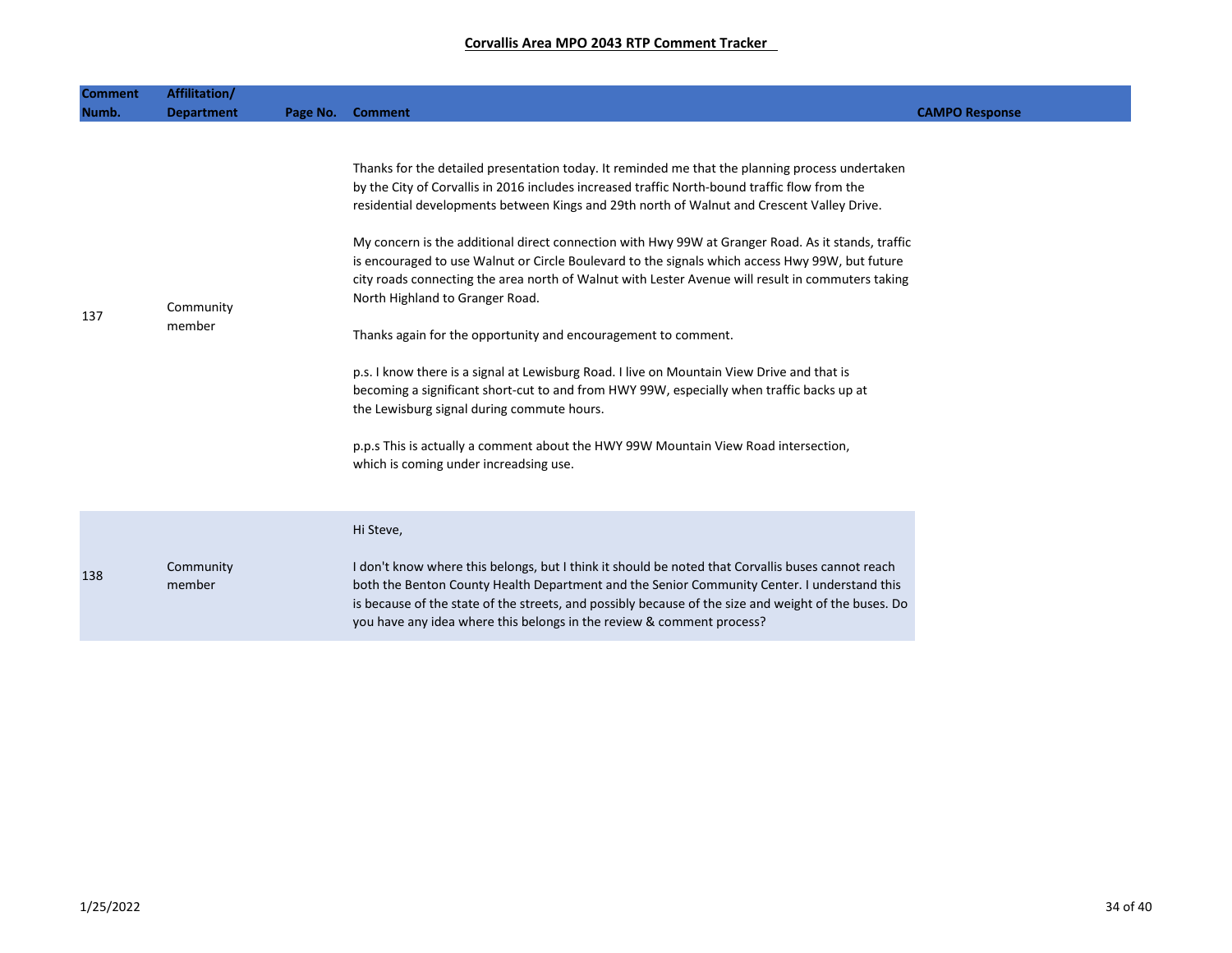**Corvallis Area MPO 2043 RTP Comment Tracker**

| Comment Numb. | Affilitation/ Department | Page No. | Comment | CAMPO Response |
|---|---|---|---|---|
| 137 | Community member | | Thanks for the detailed presentation today. It reminded me that the planning process undertaken by the City of Corvallis in 2016 includes increased traffic North-bound traffic flow from the residential developments between Kings and 29th north of Walnut and Crescent Valley Drive.<br><br>My concern is the additional direct connection with Hwy 99W at Granger Road. As it stands, traffic is encouraged to use Walnut or Circle Boulevard to the signals which access Hwy 99W, but future city roads connecting the area north of Walnut with Lester Avenue will result in commuters taking North Highland to Granger Road.<br><br>Thanks again for the opportunity and encouragement to comment.<br><br>p.s. I know there is a signal at Lewisburg Road. I live on Mountain View Drive and that is becoming a significant short-cut to and from HWY 99W, especially when traffic backs up at the Lewisburg signal during commute hours.<br><br>p.p.s This is actually a comment about the HWY 99W Mountain View Road intersection, which is coming under increadsing use. | |
| 138 | Community member | | Hi Steve,<br><br>I don't know where this belongs, but I think it should be noted that Corvallis buses cannot reach both the Benton County Health Department and the Senior Community Center. I understand this is because of the state of the streets, and possibly because of the size and weight of the buses. Do you have any idea where this belongs in the review & comment process? | |

1/25/2022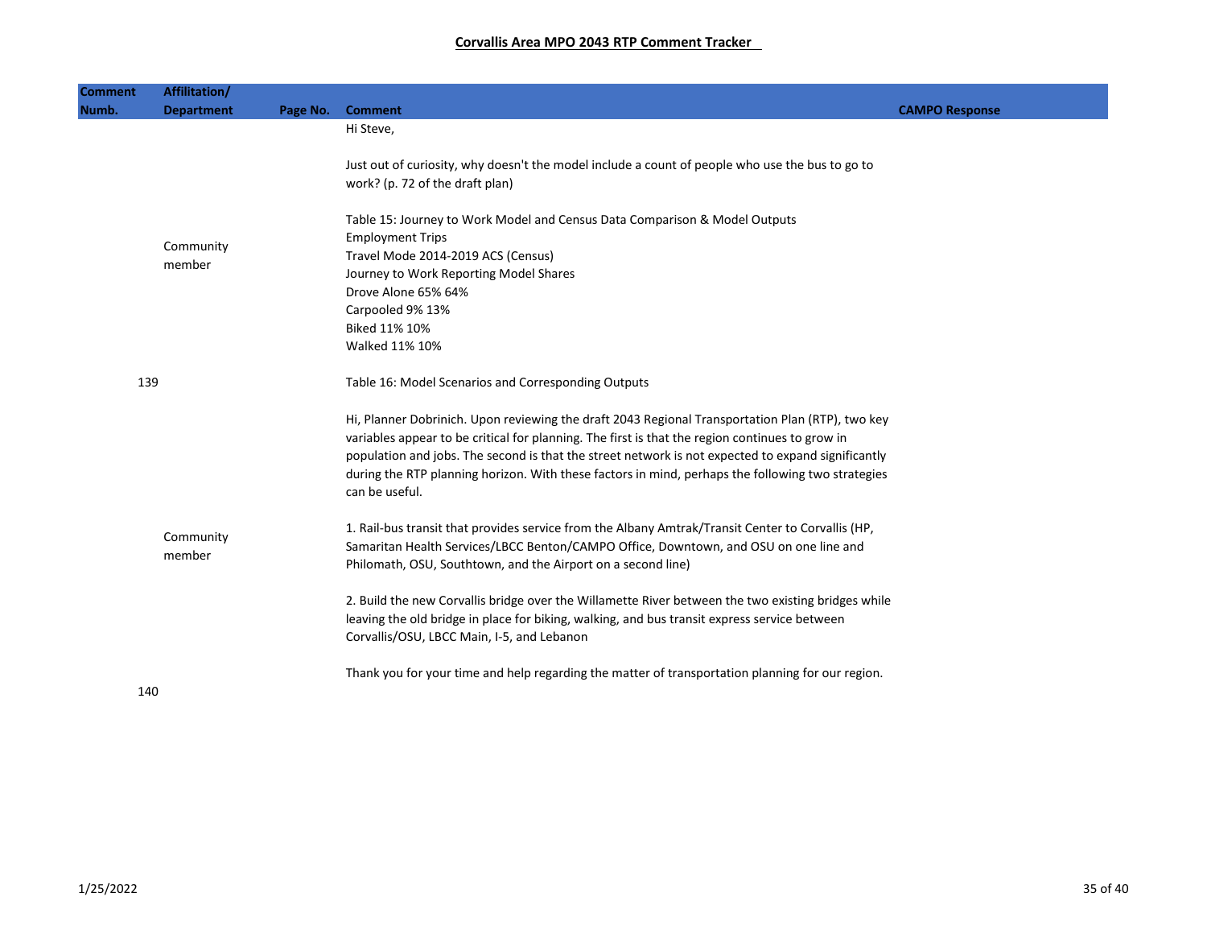## Corvallis Area MPO 2043 RTP Comment Tracker

| Comment Numb. | Affilitation/ Department | Page No. | Comment | CAMPO Response |
|---|---|---|---|---|
| 139 | Community member | | Hi Steve,<br><br>Just out of curiosity, why doesn't the model include a count of people who use the bus to go to work? (p. 72 of the draft plan)<br><br>Table 15: Journey to Work Model and Census Data Comparison & Model Outputs<br>Employment Trips<br>Travel Mode 2014-2019 ACS (Census)<br>Journey to Work Reporting Model Shares<br>Drove Alone 65% 64%<br>Carpooled 9% 13%<br>Biked 11% 10%<br>Walked 11% 10%<br><br>Table 16: Model Scenarios and Corresponding Outputs | |
| 140 | Community member | | Hi, Planner Dobrinich. Upon reviewing the draft 2043 Regional Transportation Plan (RTP), two key variables appear to be critical for planning. The first is that the region continues to grow in population and jobs. The second is that the street network is not expected to expand significantly during the RTP planning horizon. With these factors in mind, perhaps the following two strategies can be useful.<br><br>1. Rail-bus transit that provides service from the Albany Amtrak/Transit Center to Corvallis (HP, Samaritan Health Services/LBCC Benton/CAMPO Office, Downtown, and OSU on one line and Philomath, OSU, Southtown, and the Airport on a second line)<br><br>2. Build the new Corvallis bridge over the Willamette River between the two existing bridges while leaving the old bridge in place for biking, walking, and bus transit express service between Corvallis/OSU, LBCC Main, I-5, and Lebanon<br><br>Thank you for your time and help regarding the matter of transportation planning for our region. | |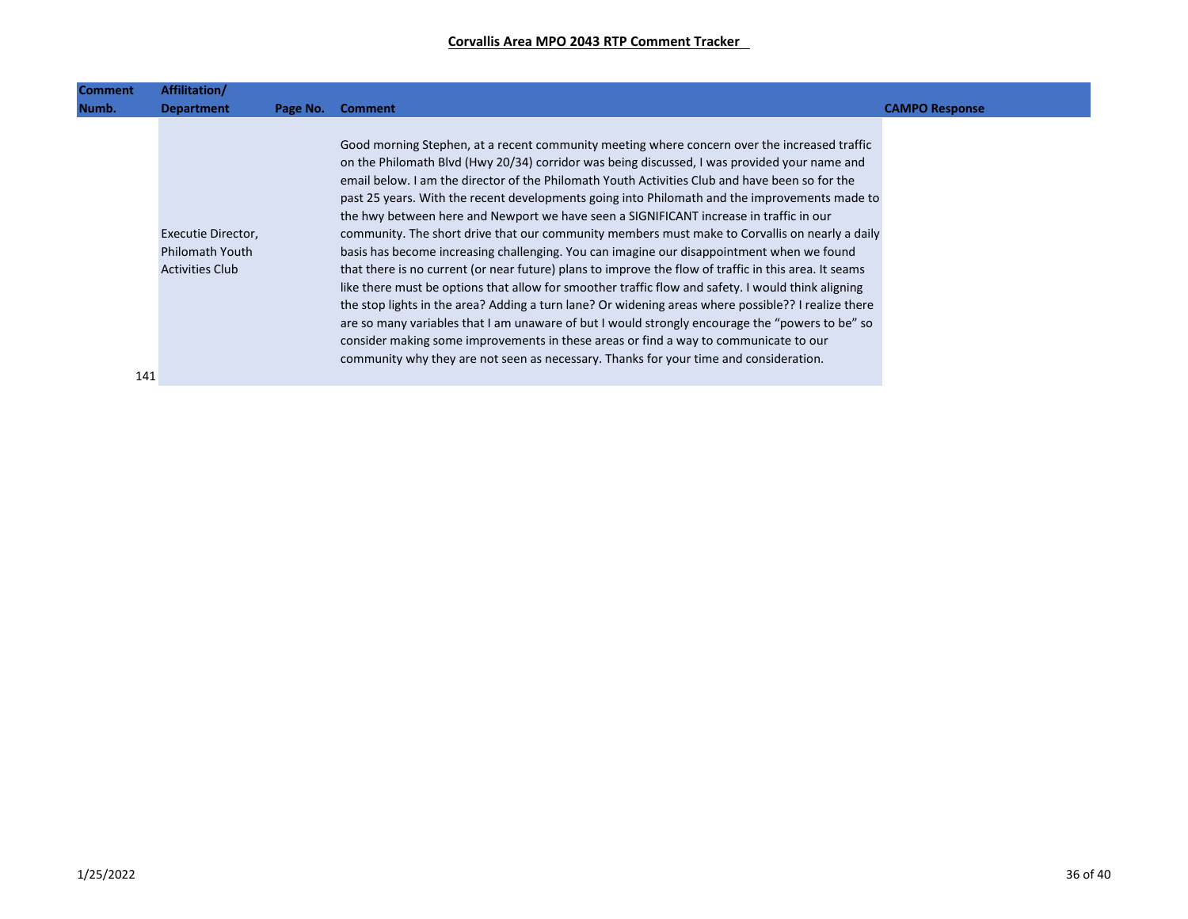**Corvallis Area MPO 2043 RTP Comment Tracker**

| Comment Numb. | Affilitation/ Department | Page No. | Comment | CAMPO Response |
|---|---|---|---|---|
| 141 | Executie Director, Philomath Youth Activities Club | | Good morning Stephen, at a recent community meeting where concern over the increased traffic on the Philomath Blvd (Hwy 20/34) corridor was being discussed, I was provided your name and email below. I am the director of the Philomath Youth Activities Club and have been so for the past 25 years. With the recent developments going into Philomath and the improvements made to the hwy between here and Newport we have seen a SIGNIFICANT increase in traffic in our community. The short drive that our community members must make to Corvallis on nearly a daily basis has become increasing challenging. You can imagine our disappointment when we found that there is no current (or near future) plans to improve the flow of traffic in this area. It seams like there must be options that allow for smoother traffic flow and safety. I would think aligning the stop lights in the area? Adding a turn lane? Or widening areas where possible?? I realize there are so many variables that I am unaware of but I would strongly encourage the "powers to be" so consider making some improvements in these areas or find a way to communicate to our community why they are not seen as necessary. Thanks for your time and consideration. | |

1/25/2022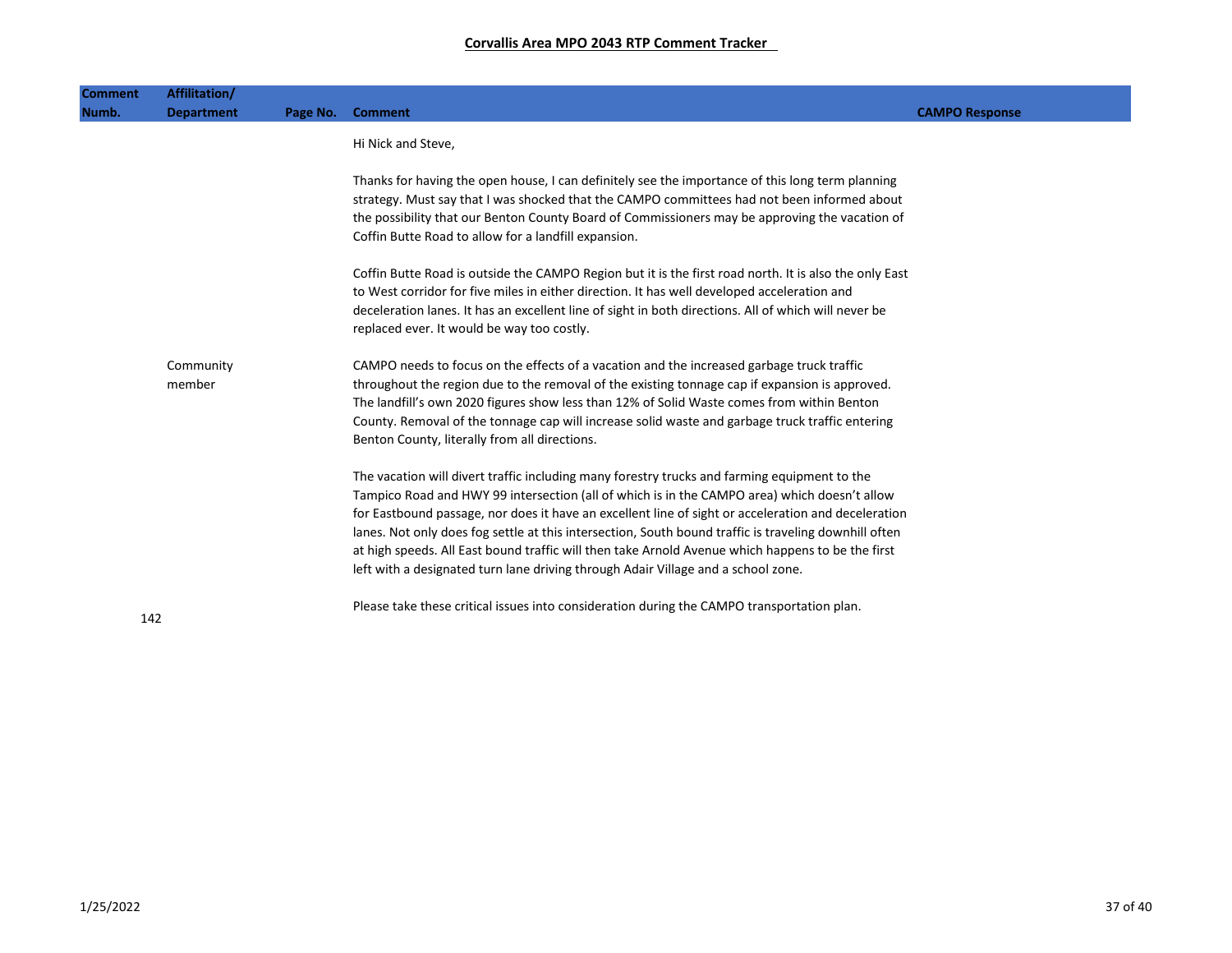# Corvallis Area MPO 2043 RTP Comment Tracker

| Comment Numb. | Affilitation/ Department | Page No. | Comment | CAMPO Response |
|---|---|---|---|---|
| 142 | Community member | | Hi Nick and Steve,<br><br>Thanks for having the open house, I can definitely see the importance of this long term planning strategy. Must say that I was shocked that the CAMPO committees had not been informed about the possibility that our Benton County Board of Commissioners may be approving the vacation of Coffin Butte Road to allow for a landfill expansion.<br><br>Coffin Butte Road is outside the CAMPO Region but it is the first road north. It is also the only East to West corridor for five miles in either direction. It has well developed acceleration and deceleration lanes. It has an excellent line of sight in both directions. All of which will never be replaced ever. It would be way too costly.<br><br>CAMPO needs to focus on the effects of a vacation and the increased garbage truck traffic throughout the region due to the removal of the existing tonnage cap if expansion is approved. The landfill's own 2020 figures show less than 12% of Solid Waste comes from within Benton County. Removal of the tonnage cap will increase solid waste and garbage truck traffic entering Benton County, literally from all directions.<br><br>The vacation will divert traffic including many forestry trucks and farming equipment to the Tampico Road and HWY 99 intersection (all of which is in the CAMPO area) which doesn't allow for Eastbound passage, nor does it have an excellent line of sight or acceleration and deceleration lanes. Not only does fog settle at this intersection, South bound traffic is traveling downhill often at high speeds. All East bound traffic will then take Arnold Avenue which happens to be the first left with a designated turn lane driving through Adair Village and a school zone.<br><br>Please take these critical issues into consideration during the CAMPO transportation plan. | |

1/25/2022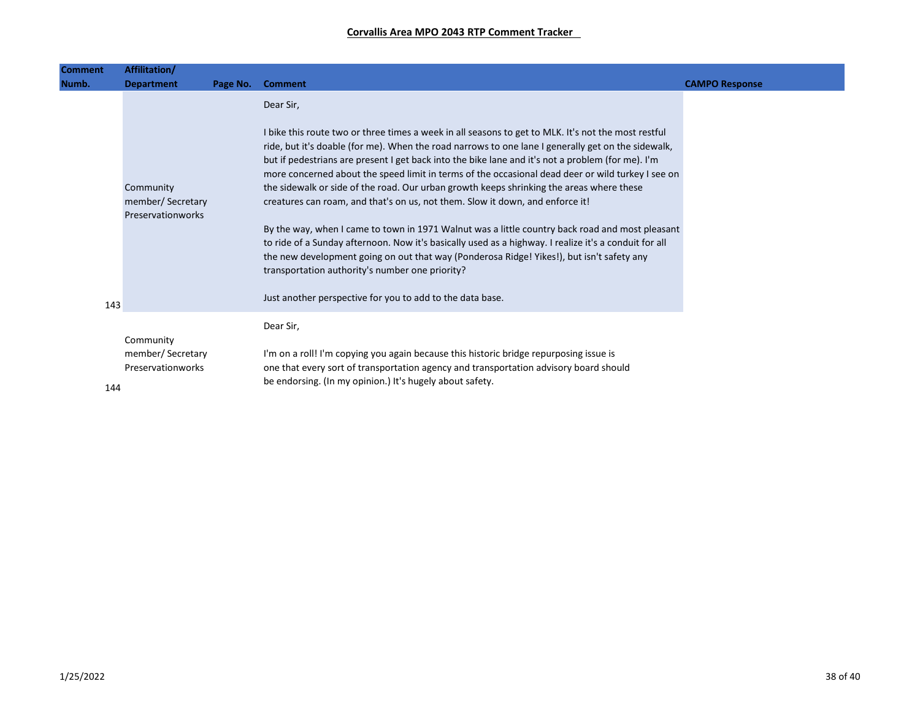**Corvallis Area MPO 2043 RTP Comment Tracker**

| Comment Numb. | Affilitation/ Department | Page No. | Comment | CAMPO Response |
|---|---|---|---|---|
| 143 | Community member/ Secretary Preservationworks | | Dear Sir,<br><br>I bike this route two or three times a week in all seasons to get to MLK. It's not the most restful ride, but it's doable (for me). When the road narrows to one lane I generally get on the sidewalk, but if pedestrians are present I get back into the bike lane and it's not a problem (for me). I'm more concerned about the speed limit in terms of the occasional dead deer or wild turkey I see on the sidewalk or side of the road. Our urban growth keeps shrinking the areas where these creatures can roam, and that's on us, not them. Slow it down, and enforce it!<br><br>By the way, when I came to town in 1971 Walnut was a little country back road and most pleasant to ride of a Sunday afternoon. Now it's basically used as a highway. I realize it's a conduit for all the new development going on out that way (Ponderosa Ridge! Yikes!), but isn't safety any transportation authority's number one priority?<br><br>Just another perspective for you to add to the data base. | |
| 144 | Community member/ Secretary Preservationworks | | Dear Sir,<br><br>I'm on a roll! I'm copying you again because this historic bridge repurposing issue is one that every sort of transportation agency and transportation advisory board should be endorsing. (In my opinion.) It's hugely about safety. | |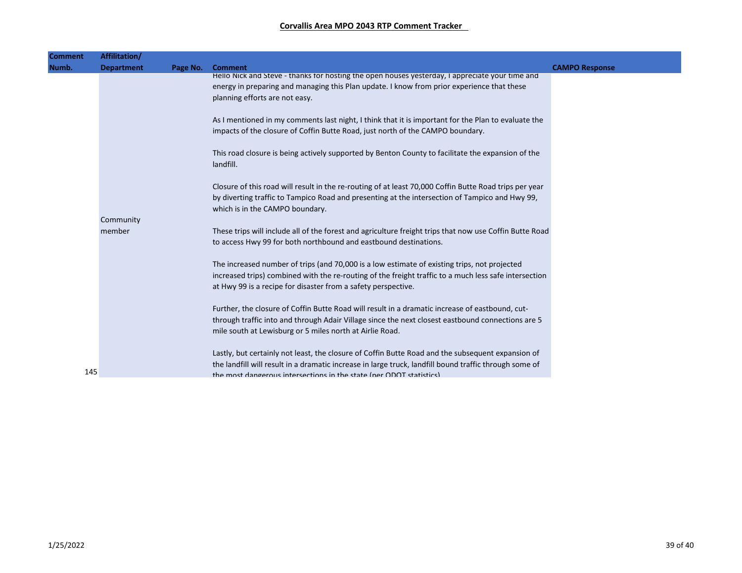**Corvallis Area MPO 2043 RTP Comment Tracker**

| Comment Numb. | Affilitation/ Department | Page No. | Comment | CAMPO Response |
|---|---|---|---|---|
| 145 | Community member | | Hello Nick and Steve - thanks for hosting the open houses yesterday, I appreciate your time and energy in preparing and managing this Plan update. I know from prior experience that these planning efforts are not easy.<br><br>As I mentioned in my comments last night, I think that it is important for the Plan to evaluate the impacts of the closure of Coffin Butte Road, just north of the CAMPO boundary.<br><br>This road closure is being actively supported by Benton County to facilitate the expansion of the landfill.<br><br>Closure of this road will result in the re-routing of at least 70,000 Coffin Butte Road trips per year by diverting traffic to Tampico Road and presenting at the intersection of Tampico and Hwy 99, which is in the CAMPO boundary.<br><br>These trips will include all of the forest and agriculture freight trips that now use Coffin Butte Road to access Hwy 99 for both northbound and eastbound destinations.<br><br>The increased number of trips (and 70,000 is a low estimate of existing trips, not projected increased trips) combined with the re-routing of the freight traffic to a much less safe intersection at Hwy 99 is a recipe for disaster from a safety perspective.<br><br>Further, the closure of Coffin Butte Road will result in a dramatic increase of eastbound, cut-through traffic into and through Adair Village since the next closest eastbound connections are 5 mile south at Lewisburg or 5 miles north at Airlie Road.<br><br>Lastly, but certainly not least, the closure of Coffin Butte Road and the subsequent expansion of the landfill will result in a dramatic increase in large truck, landfill bound traffic through some of the most dangerous intersections in the state (per ODOT statistics). | |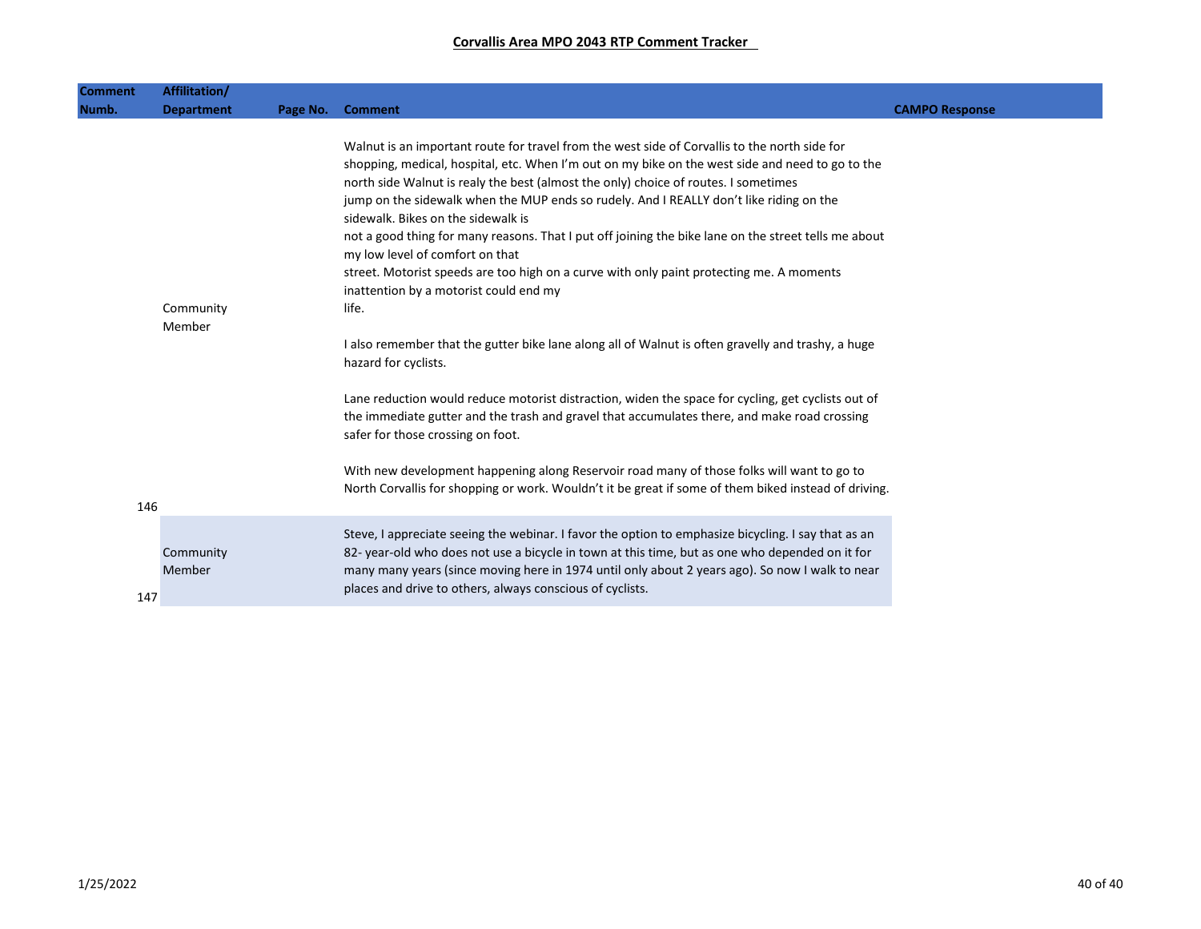**Corvallis Area MPO 2043 RTP Comment Tracker**

| Comment Numb. | Affilitation/ Department | Page No. | Comment | CAMPO Response |
|---|---|---|---|---|
| 146 | Community Member | | Walnut is an important route for travel from the west side of Corvallis to the north side for shopping, medical, hospital, etc. When I'm out on my bike on the west side and need to go to the north side Walnut is realy the best (almost the only) choice of routes. I sometimes jump on the sidewalk when the MUP ends so rudely. And I REALLY don't like riding on the sidewalk. Bikes on the sidewalk is not a good thing for many reasons. That I put off joining the bike lane on the street tells me about my low level of comfort on that street. Motorist speeds are too high on a curve with only paint protecting me. A moments inattention by a motorist could end my life.<br><br>I also remember that the gutter bike lane along all of Walnut is often gravelly and trashy, a huge hazard for cyclists.<br><br>Lane reduction would reduce motorist distraction, widen the space for cycling, get cyclists out of the immediate gutter and the trash and gravel that accumulates there, and make road crossing safer for those crossing on foot.<br><br>With new development happening along Reservoir road many of those folks will want to go to North Corvallis for shopping or work. Wouldn't it be great if some of them biked instead of driving. | |
| 147 | Community Member | | Steve, I appreciate seeing the webinar. I favor the option to emphasize bicycling. I say that as an 82- year-old who does not use a bicycle in town at this time, but as one who depended on it for many many years (since moving here in 1974 until only about 2 years ago). So now I walk to near places and drive to others, always conscious of cyclists. | |

1/25/2022